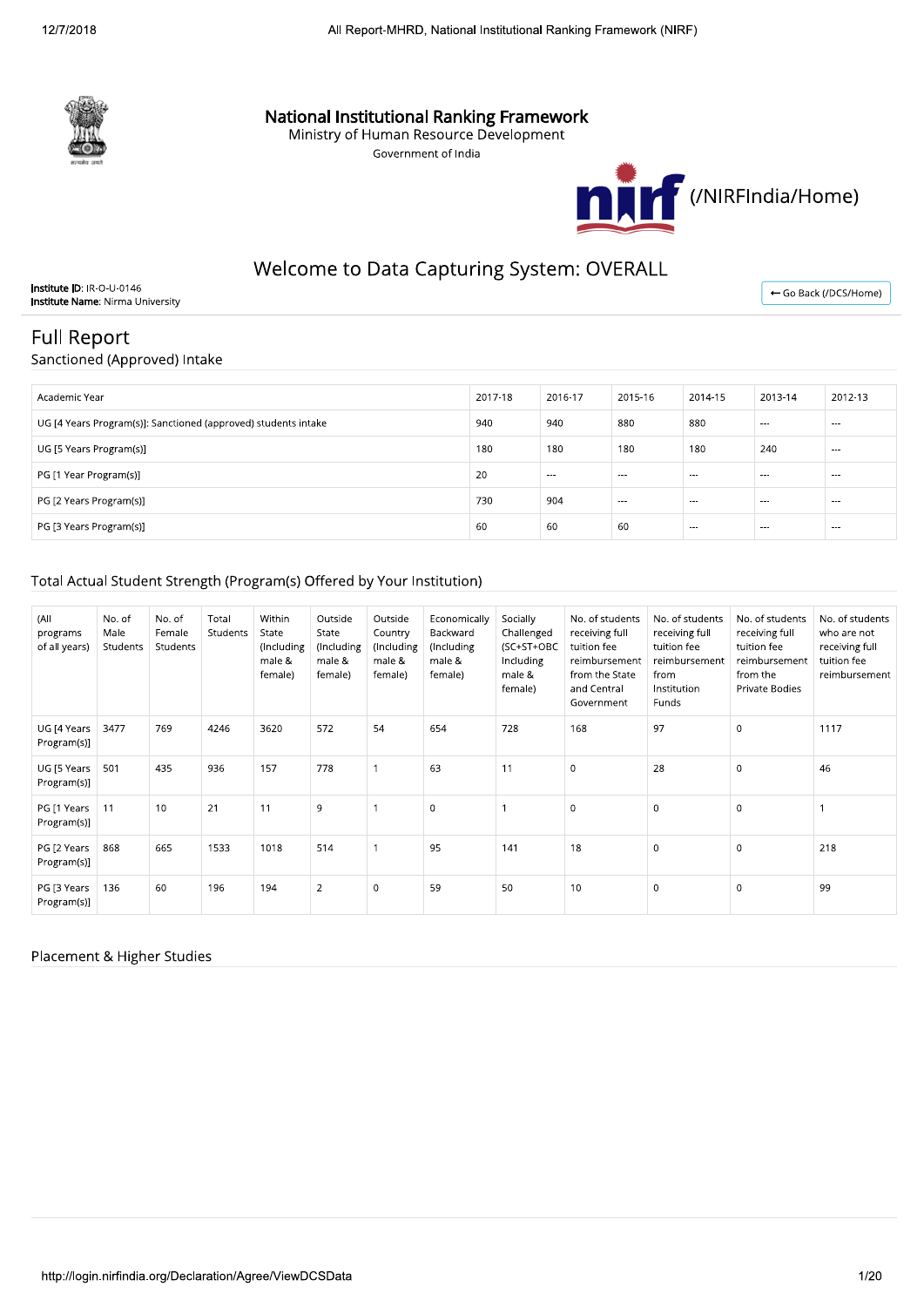# National Institutional Ranking Framework

Ministry of Human Resource Development

Government of India

(/NIRFIndia/Home)

## Welcome to Data Capturing System: OVERALL

**Institute ID**: IR-O-U-0146
**Institute Name**: Nirma University

← Go Back (/DCS/Home)

## Full Report

### Sanctioned (Approved) Intake

| Academic Year | 2017-18 | 2016-17 | 2015-16 | 2014-15 | 2013-14 | 2012-13 |
|---|---|---|---|---|---|---|
| UG [4 Years Program(s)]: Sanctioned (approved) students intake | 940 | 940 | 880 | 880 | --- | --- |
| UG [5 Years Program(s)] | 180 | 180 | 180 | 180 | 240 | --- |
| PG [1 Year Program(s)] | 20 | --- | --- | --- | --- | --- |
| PG [2 Years Program(s)] | 730 | 904 | --- | --- | --- | --- |
| PG [3 Years Program(s)] | 60 | 60 | 60 | --- | --- | --- |

### Total Actual Student Strength (Program(s) Offered by Your Institution)

| (All programs of all years) | No. of Male Students | No. of Female Students | Total Students | Within State (Including male & female) | Outside State (Including male & female) | Outside Country (Including male & female) | Economically Backward (Including male & female) | Socially Challenged (SC+ST+OBC Including male & female) | No. of students receiving full tuition fee reimbursement from the State and Central Government | No. of students receiving full tuition fee reimbursement from Institution Funds | No. of students receiving full tuition fee reimbursement from the Private Bodies | No. of students who are not receiving full tuition fee reimbursement |
|---|---|---|---|---|---|---|---|---|---|---|---|---|
| UG [4 Years Program(s)] | 3477 | 769 | 4246 | 3620 | 572 | 54 | 654 | 728 | 168 | 97 | 0 | 1117 |
| UG [5 Years Program(s)] | 501 | 435 | 936 | 157 | 778 | 1 | 63 | 11 | 0 | 28 | 0 | 46 |
| PG [1 Years Program(s)] | 11 | 10 | 21 | 11 | 9 | 1 | 0 | 1 | 0 | 0 | 0 | 1 |
| PG [2 Years Program(s)] | 868 | 665 | 1533 | 1018 | 514 | 1 | 95 | 141 | 18 | 0 | 0 | 218 |
| PG [3 Years Program(s)] | 136 | 60 | 196 | 194 | 2 | 0 | 59 | 50 | 10 | 0 | 0 | 99 |

### Placement & Higher Studies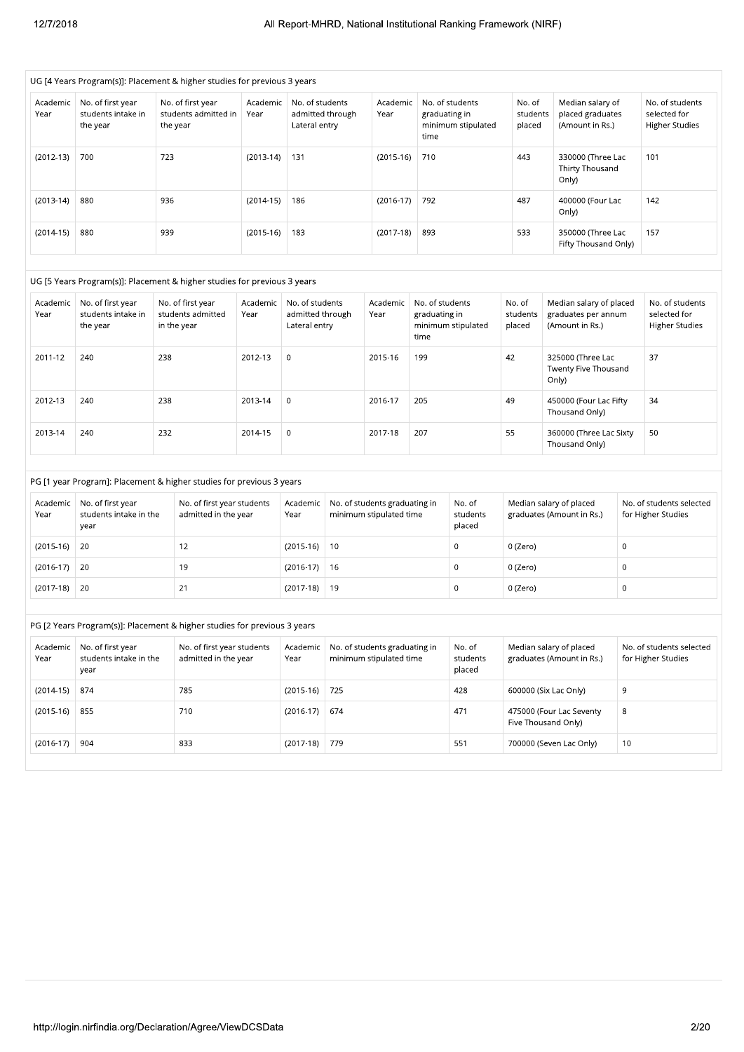UG [4 Years Program(s)]: Placement & higher studies for previous 3 years

| Academic Year | No. of first year students intake in the year | No. of first year students admitted in the year | Academic Year | No. of students admitted through Lateral entry | Academic Year | No. of students graduating in minimum stipulated time | No. of students placed | Median salary of placed graduates (Amount in Rs.) | No. of students selected for Higher Studies |
|---|---|---|---|---|---|---|---|---|---|
| (2012-13) | 700 | 723 | (2013-14) | 131 | (2015-16) | 710 | 443 | 330000 (Three Lac Thirty Thousand Only) | 101 |
| (2013-14) | 880 | 936 | (2014-15) | 186 | (2016-17) | 792 | 487 | 400000 (Four Lac Only) | 142 |
| (2014-15) | 880 | 939 | (2015-16) | 183 | (2017-18) | 893 | 533 | 350000 (Three Lac Fifty Thousand Only) | 157 |

UG [5 Years Program(s)]: Placement & higher studies for previous 3 years

| Academic Year | No. of first year students intake in the year | No. of first year students admitted in the year | Academic Year | No. of students admitted through Lateral entry | Academic Year | No. of students graduating in minimum stipulated time | No. of students placed | Median salary of placed graduates per annum (Amount in Rs.) | No. of students selected for Higher Studies |
|---|---|---|---|---|---|---|---|---|---|
| 2011-12 | 240 | 238 | 2012-13 | 0 | 2015-16 | 199 | 42 | 325000 (Three Lac Twenty Five Thousand Only) | 37 |
| 2012-13 | 240 | 238 | 2013-14 | 0 | 2016-17 | 205 | 49 | 450000 (Four Lac Fifty Thousand Only) | 34 |
| 2013-14 | 240 | 232 | 2014-15 | 0 | 2017-18 | 207 | 55 | 360000 (Three Lac Sixty Thousand Only) | 50 |

PG [1 year Program]: Placement & higher studies for previous 3 years

| Academic Year | No. of first year students intake in the year | No. of first year students admitted in the year | Academic Year | No. of students graduating in minimum stipulated time | No. of students placed | Median salary of placed graduates (Amount in Rs.) | No. of students selected for Higher Studies |
|---|---|---|---|---|---|---|---|
| (2015-16) | 20 | 12 | (2015-16) | 10 | 0 | 0 (Zero) | 0 |
| (2016-17) | 20 | 19 | (2016-17) | 16 | 0 | 0 (Zero) | 0 |
| (2017-18) | 20 | 21 | (2017-18) | 19 | 0 | 0 (Zero) | 0 |

PG [2 Years Program(s)]: Placement & higher studies for previous 3 years

| Academic Year | No. of first year students intake in the year | No. of first year students admitted in the year | Academic Year | No. of students graduating in minimum stipulated time | No. of students placed | Median salary of placed graduates (Amount in Rs.) | No. of students selected for Higher Studies |
|---|---|---|---|---|---|---|---|
| (2014-15) | 874 | 785 | (2015-16) | 725 | 428 | 600000 (Six Lac Only) | 9 |
| (2015-16) | 855 | 710 | (2016-17) | 674 | 471 | 475000 (Four Lac Seventy Five Thousand Only) | 8 |
| (2016-17) | 904 | 833 | (2017-18) | 779 | 551 | 700000 (Seven Lac Only) | 10 |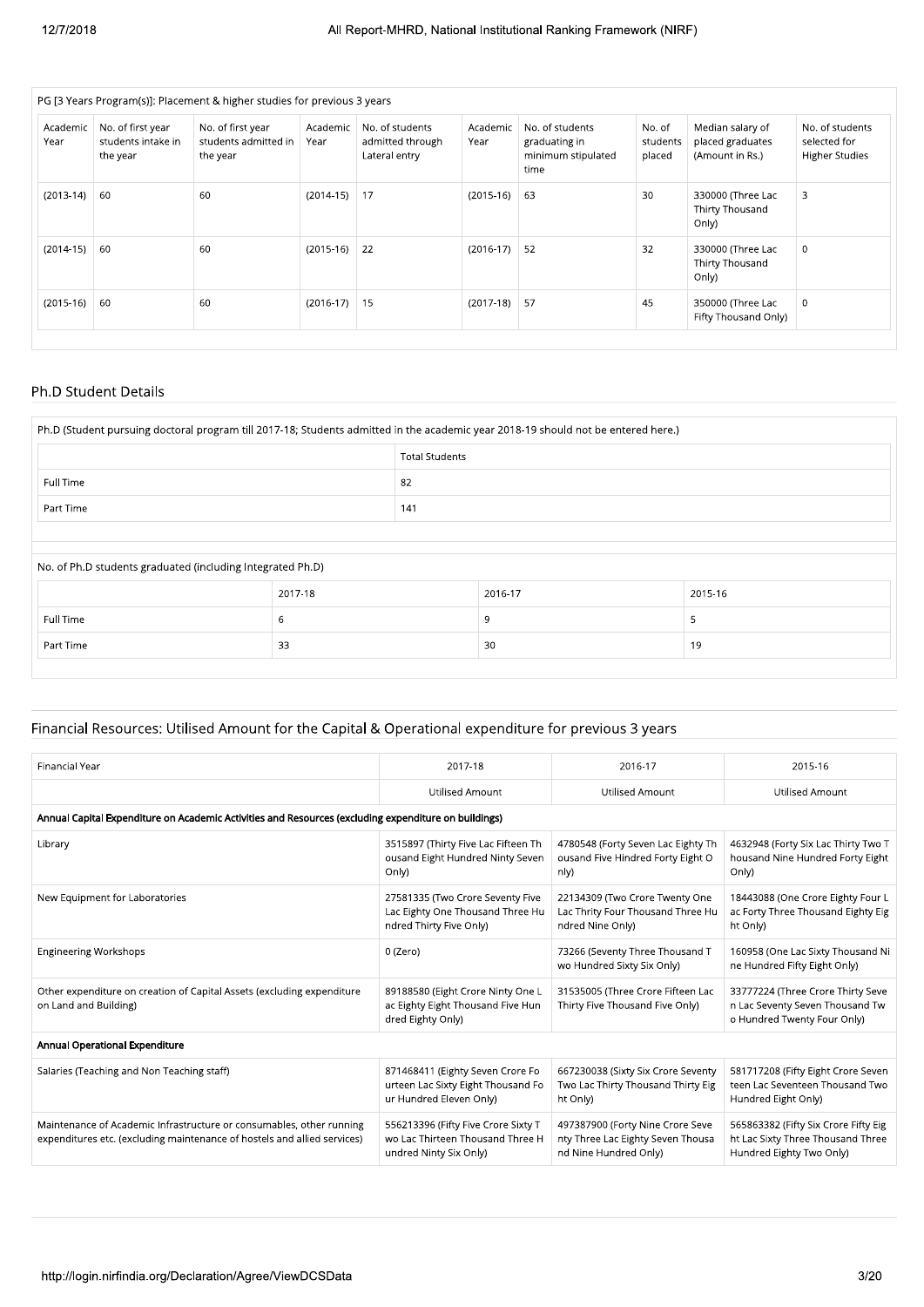| PG [3 Years Program(s)]: Placement & higher studies for previous 3 years | | | | | | | | | |
|---|---|---|---|---|---|---|---|---|---|
| Academic Year | No. of first year students intake in the year | No. of first year students admitted in the year | Academic Year | No. of students admitted through Lateral entry | Academic Year | No. of students graduating in minimum stipulated time | No. of students placed | Median salary of placed graduates (Amount in Rs.) | No. of students selected for Higher Studies |
| (2013-14) | 60 | 60 | (2014-15) | 17 | (2015-16) | 63 | 30 | 330000 (Three Lac Thirty Thousand Only) | 3 |
| (2014-15) | 60 | 60 | (2015-16) | 22 | (2016-17) | 52 | 32 | 330000 (Three Lac Thirty Thousand Only) | 0 |
| (2015-16) | 60 | 60 | (2016-17) | 15 | (2017-18) | 57 | 45 | 350000 (Three Lac Fifty Thousand Only) | 0 |

## Ph.D Student Details

| Ph.D (Student pursuing doctoral program till 2017-18; Students admitted in the academic year 2018-19 should not be entered here.) | |
|---|---|
| | Total Students |
| Full Time | 82 |
| Part Time | 141 |

| No. of Ph.D students graduated (including Integrated Ph.D) | | | |
|---|---|---|---|
| | 2017-18 | 2016-17 | 2015-16 |
| Full Time | 6 | 9 | 5 |
| Part Time | 33 | 30 | 19 |

## Financial Resources: Utilised Amount for the Capital & Operational expenditure for previous 3 years

| Financial Year | 2017-18 | 2016-17 | 2015-16 |
|---|---|---|---|
| | Utilised Amount | Utilised Amount | Utilised Amount |
| **Annual Capital Expenditure on Academic Activities and Resources (excluding expenditure on buildings)** | | | |
| Library | 3515897 (Thirty Five Lac Fifteen Thousand Eight Hundred Ninty Seven Only) | 4780548 (Forty Seven Lac Eighty Thousand Five Hindred Forty Eight Only) | 4632948 (Forty Six Lac Thirty Two Thousand Nine Hundred Forty Eight Only) |
| New Equipment for Laboratories | 27581335 (Two Crore Seventy Five Lac Eighty One Thousand Three Hundred Thirty Five Only) | 22134309 (Two Crore Twenty One Lac Thrity Four Thousand Three Hundred Nine Only) | 18443088 (One Crore Eighty Four Lac Forty Three Thousand Eighty Eight Only) |
| Engineering Workshops | 0 (Zero) | 73266 (Seventy Three Thousand Two Hundred Sixty Six Only) | 160958 (One Lac Sixty Thousand Nine Hundred Fifty Eight Only) |
| Other expenditure on creation of Capital Assets (excluding expenditure on Land and Building) | 89188580 (Eight Crore Ninty One Lac Eighty Eight Thousand Five Hundred Eighty Only) | 31535005 (Three Crore Fifteen Lac Thirty Five Thousand Five Only) | 33777224 (Three Crore Thirty Seven Lac Seventy Seven Thousand Two Hundred Twenty Four Only) |
| **Annual Operational Expenditure** | | | |
| Salaries (Teaching and Non Teaching staff) | 871468411 (Eighty Seven Crore Fourteen Lac Sixty Eight Thousand Four Hundred Eleven Only) | 667230038 (Sixty Six Crore Seventy Two Lac Thirty Thousand Thirty Eight Only) | 581717208 (Fifty Eight Crore Seventeen Lac Seventeen Thousand Two Hundred Eight Only) |
| Maintenance of Academic Infrastructure or consumables, other running expenditures etc. (excluding maintenance of hostels and allied services) | 556213396 (Fifty Five Crore Sixty Two Lac Thirteen Thousand Three Hundred Ninty Six Only) | 497387900 (Forty Nine Crore Seventy Three Lac Eighty Seven Thousand Nine Hundred Only) | 565863382 (Fifty Six Crore Fifty Eight Lac Sixty Three Thousand Three Hundred Eighty Two Only) |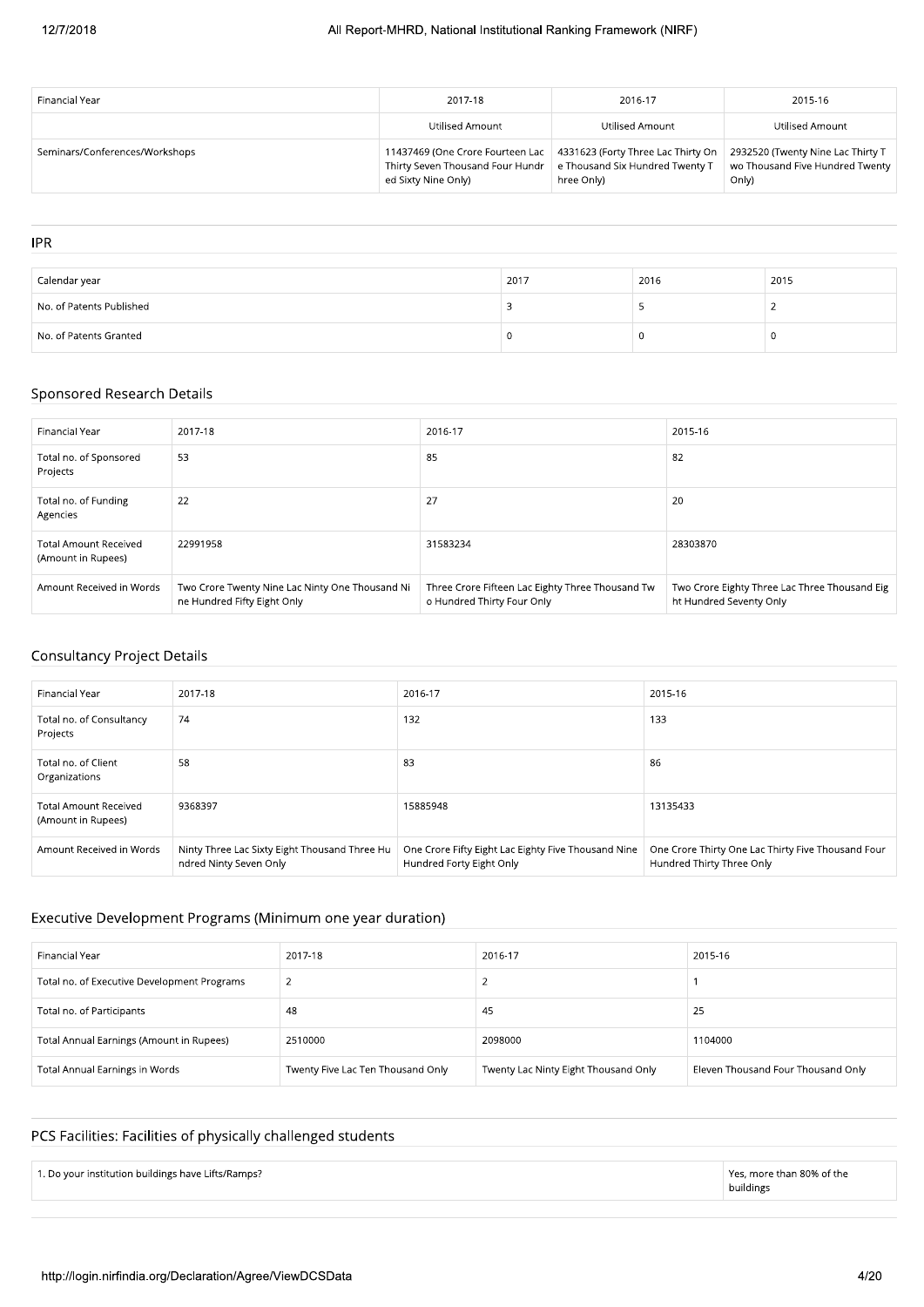| Financial Year | 2017-18 | 2016-17 | 2015-16 |
| --- | --- | --- | --- |
| | Utilised Amount | Utilised Amount | Utilised Amount |
| Seminars/Conferences/Workshops | 11437469 (One Crore Fourteen Lac Thirty Seven Thousand Four Hundred Sixty Nine Only) | 4331623 (Forty Three Lac Thirty One Thousand Six Hundred Twenty Three Only) | 2932520 (Twenty Nine Lac Thirty Two Thousand Five Hundred Twenty Only) |

## IPR

| Calendar year | 2017 | 2016 | 2015 |
| --- | --- | --- | --- |
| No. of Patents Published | 3 | 5 | 2 |
| No. of Patents Granted | 0 | 0 | 0 |

## Sponsored Research Details

| Financial Year | 2017-18 | 2016-17 | 2015-16 |
| --- | --- | --- | --- |
| Total no. of Sponsored Projects | 53 | 85 | 82 |
| Total no. of Funding Agencies | 22 | 27 | 20 |
| Total Amount Received (Amount in Rupees) | 22991958 | 31583234 | 28303870 |
| Amount Received in Words | Two Crore Twenty Nine Lac Ninty One Thousand Nine Hundred Fifty Eight Only | Three Crore Fifteen Lac Eighty Three Thousand Two Hundred Thirty Four Only | Two Crore Eighty Three Lac Three Thousand Eight Hundred Seventy Only |

## Consultancy Project Details

| Financial Year | 2017-18 | 2016-17 | 2015-16 |
| --- | --- | --- | --- |
| Total no. of Consultancy Projects | 74 | 132 | 133 |
| Total no. of Client Organizations | 58 | 83 | 86 |
| Total Amount Received (Amount in Rupees) | 9368397 | 15885948 | 13135433 |
| Amount Received in Words | Ninty Three Lac Sixty Eight Thousand Three Hundred Ninty Seven Only | One Crore Fifty Eight Lac Eighty Five Thousand Nine Hundred Forty Eight Only | One Crore Thirty One Lac Thirty Five Thousand Four Hundred Thirty Three Only |

## Executive Development Programs (Minimum one year duration)

| Financial Year | 2017-18 | 2016-17 | 2015-16 |
| --- | --- | --- | --- |
| Total no. of Executive Development Programs | 2 | 2 | 1 |
| Total no. of Participants | 48 | 45 | 25 |
| Total Annual Earnings (Amount in Rupees) | 2510000 | 2098000 | 1104000 |
| Total Annual Earnings in Words | Twenty Five Lac Ten Thousand Only | Twenty Lac Ninty Eight Thousand Only | Eleven Thousand Four Thousand Only |

## PCS Facilities: Facilities of physically challenged students

| | |
| --- | --- |
| 1. Do your institution buildings have Lifts/Ramps? | Yes, more than 80% of the buildings |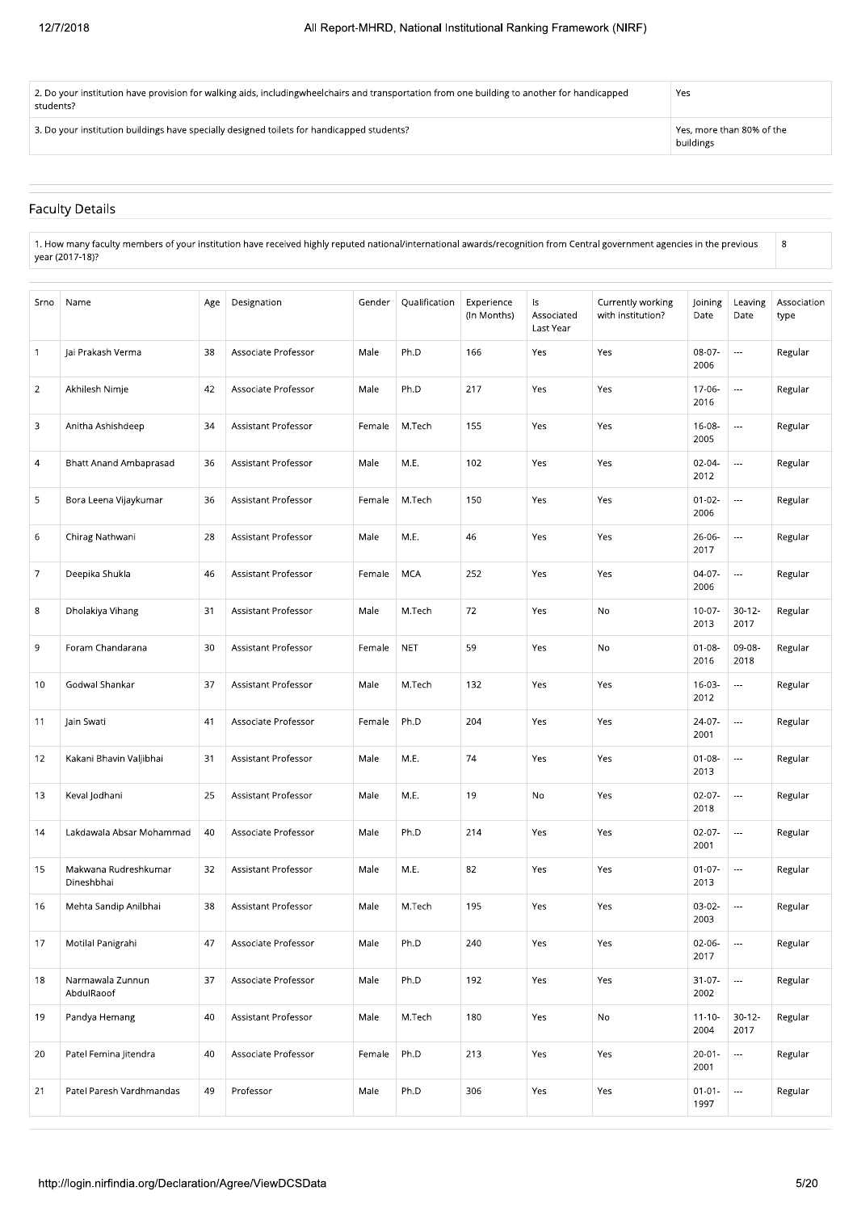| | |
|---|---|
| 2. Do your institution have provision for walking aids, includingwheelchairs and transportation from one building to another for handicapped students? | Yes |
| 3. Do your institution buildings have specially designed toilets for handicapped students? | Yes, more than 80% of the buildings |

## Faculty Details

| | |
|---|---|
| 1. How many faculty members of your institution have received highly reputed national/international awards/recognition from Central government agencies in the previous year (2017-18)? | 8 |

| Srno | Name | Age | Designation | Gender | Qualification | Experience (In Months) | Is Associated Last Year | Currently working with institution? | Joining Date | Leaving Date | Association type |
|---|---|---|---|---|---|---|---|---|---|---|---|
| 1 | Jai Prakash Verma | 38 | Associate Professor | Male | Ph.D | 166 | Yes | Yes | 08-07-2006 | --- | Regular |
| 2 | Akhilesh Nimje | 42 | Associate Professor | Male | Ph.D | 217 | Yes | Yes | 17-06-2016 | --- | Regular |
| 3 | Anitha Ashishdeep | 34 | Assistant Professor | Female | M.Tech | 155 | Yes | Yes | 16-08-2005 | --- | Regular |
| 4 | Bhatt Anand Ambaprasad | 36 | Assistant Professor | Male | M.E. | 102 | Yes | Yes | 02-04-2012 | --- | Regular |
| 5 | Bora Leena Vijaykumar | 36 | Assistant Professor | Female | M.Tech | 150 | Yes | Yes | 01-02-2006 | --- | Regular |
| 6 | Chirag Nathwani | 28 | Assistant Professor | Male | M.E. | 46 | Yes | Yes | 26-06-2017 | --- | Regular |
| 7 | Deepika Shukla | 46 | Assistant Professor | Female | MCA | 252 | Yes | Yes | 04-07-2006 | --- | Regular |
| 8 | Dholakiya Vihang | 31 | Assistant Professor | Male | M.Tech | 72 | Yes | No | 10-07-2013 | 30-12-2017 | Regular |
| 9 | Foram Chandarana | 30 | Assistant Professor | Female | NET | 59 | Yes | No | 01-08-2016 | 09-08-2018 | Regular |
| 10 | Godwal Shankar | 37 | Assistant Professor | Male | M.Tech | 132 | Yes | Yes | 16-03-2012 | --- | Regular |
| 11 | Jain Swati | 41 | Associate Professor | Female | Ph.D | 204 | Yes | Yes | 24-07-2001 | --- | Regular |
| 12 | Kakani Bhavin Valjibhai | 31 | Assistant Professor | Male | M.E. | 74 | Yes | Yes | 01-08-2013 | --- | Regular |
| 13 | Keval Jodhani | 25 | Assistant Professor | Male | M.E. | 19 | No | Yes | 02-07-2018 | --- | Regular |
| 14 | Lakdawala Absar Mohammad | 40 | Associate Professor | Male | Ph.D | 214 | Yes | Yes | 02-07-2001 | --- | Regular |
| 15 | Makwana Rudreshkumar Dineshbhai | 32 | Assistant Professor | Male | M.E. | 82 | Yes | Yes | 01-07-2013 | --- | Regular |
| 16 | Mehta Sandip Anilbhai | 38 | Assistant Professor | Male | M.Tech | 195 | Yes | Yes | 03-02-2003 | --- | Regular |
| 17 | Motilal Panigrahi | 47 | Associate Professor | Male | Ph.D | 240 | Yes | Yes | 02-06-2017 | --- | Regular |
| 18 | Narmawala Zunnun AbdulRaoof | 37 | Associate Professor | Male | Ph.D | 192 | Yes | Yes | 31-07-2002 | --- | Regular |
| 19 | Pandya Hemang | 40 | Assistant Professor | Male | M.Tech | 180 | Yes | No | 11-10-2004 | 30-12-2017 | Regular |
| 20 | Patel Femina Jitendra | 40 | Associate Professor | Female | Ph.D | 213 | Yes | Yes | 20-01-2001 | --- | Regular |
| 21 | Patel Paresh Vardhmandas | 49 | Professor | Male | Ph.D | 306 | Yes | Yes | 01-01-1997 | --- | Regular |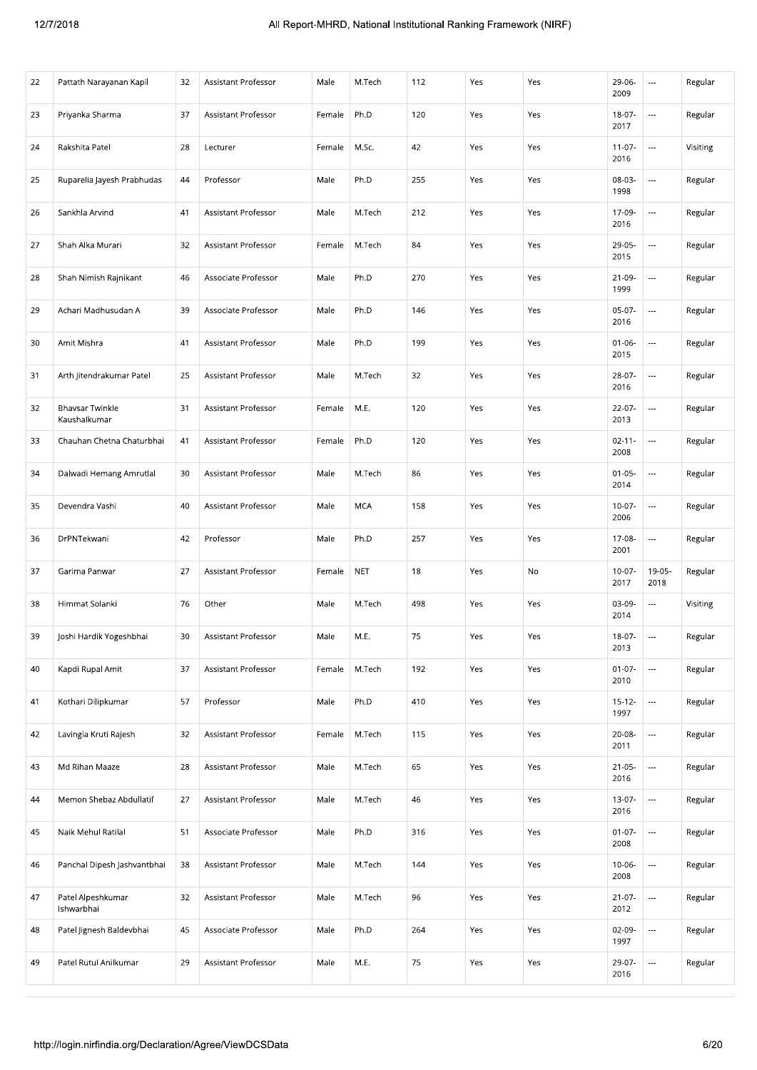| 22 | Pattath Narayanan Kapil | 32 | Assistant Professor | Male | M.Tech | 112 | Yes | Yes | 29-06-2009 | --- | Regular |
|---|---|---|---|---|---|---|---|---|---|---|---|
| 23 | Priyanka Sharma | 37 | Assistant Professor | Female | Ph.D | 120 | Yes | Yes | 18-07-2017 | --- | Regular |
| 24 | Rakshita Patel | 28 | Lecturer | Female | M.Sc. | 42 | Yes | Yes | 11-07-2016 | --- | Visiting |
| 25 | Ruparelia Jayesh Prabhudas | 44 | Professor | Male | Ph.D | 255 | Yes | Yes | 08-03-1998 | --- | Regular |
| 26 | Sankhla Arvind | 41 | Assistant Professor | Male | M.Tech | 212 | Yes | Yes | 17-09-2016 | --- | Regular |
| 27 | Shah Alka Murari | 32 | Assistant Professor | Female | M.Tech | 84 | Yes | Yes | 29-05-2015 | --- | Regular |
| 28 | Shah Nimish Rajnikant | 46 | Associate Professor | Male | Ph.D | 270 | Yes | Yes | 21-09-1999 | --- | Regular |
| 29 | Achari Madhusudan A | 39 | Associate Professor | Male | Ph.D | 146 | Yes | Yes | 05-07-2016 | --- | Regular |
| 30 | Amit Mishra | 41 | Assistant Professor | Male | Ph.D | 199 | Yes | Yes | 01-06-2015 | --- | Regular |
| 31 | Arth Jitendrakumar Patel | 25 | Assistant Professor | Male | M.Tech | 32 | Yes | Yes | 28-07-2016 | --- | Regular |
| 32 | Bhavsar Twinkle Kaushalkumar | 31 | Assistant Professor | Female | M.E. | 120 | Yes | Yes | 22-07-2013 | --- | Regular |
| 33 | Chauhan Chetna Chaturbhai | 41 | Assistant Professor | Female | Ph.D | 120 | Yes | Yes | 02-11-2008 | --- | Regular |
| 34 | Dalwadi Hemang Amrutlal | 30 | Assistant Professor | Male | M.Tech | 86 | Yes | Yes | 01-05-2014 | --- | Regular |
| 35 | Devendra Vashi | 40 | Assistant Professor | Male | MCA | 158 | Yes | Yes | 10-07-2006 | --- | Regular |
| 36 | DrPNTekwani | 42 | Professor | Male | Ph.D | 257 | Yes | Yes | 17-08-2001 | --- | Regular |
| 37 | Garima Panwar | 27 | Assistant Professor | Female | NET | 18 | Yes | No | 10-07-2017 | 19-05-2018 | Regular |
| 38 | Himmat Solanki | 76 | Other | Male | M.Tech | 498 | Yes | Yes | 03-09-2014 | --- | Visiting |
| 39 | Joshi Hardik Yogeshbhai | 30 | Assistant Professor | Male | M.E. | 75 | Yes | Yes | 18-07-2013 | --- | Regular |
| 40 | Kapdi Rupal Amit | 37 | Assistant Professor | Female | M.Tech | 192 | Yes | Yes | 01-07-2010 | --- | Regular |
| 41 | Kothari Dilipkumar | 57 | Professor | Male | Ph.D | 410 | Yes | Yes | 15-12-1997 | --- | Regular |
| 42 | Lavingia Kruti Rajesh | 32 | Assistant Professor | Female | M.Tech | 115 | Yes | Yes | 20-08-2011 | --- | Regular |
| 43 | Md Rihan Maaze | 28 | Assistant Professor | Male | M.Tech | 65 | Yes | Yes | 21-05-2016 | --- | Regular |
| 44 | Memon Shebaz Abdullatif | 27 | Assistant Professor | Male | M.Tech | 46 | Yes | Yes | 13-07-2016 | --- | Regular |
| 45 | Naik Mehul Ratilal | 51 | Associate Professor | Male | Ph.D | 316 | Yes | Yes | 01-07-2008 | --- | Regular |
| 46 | Panchal Dipesh Jashvantbhai | 38 | Assistant Professor | Male | M.Tech | 144 | Yes | Yes | 10-06-2008 | --- | Regular |
| 47 | Patel Alpeshkumar Ishwarbhai | 32 | Assistant Professor | Male | M.Tech | 96 | Yes | Yes | 21-07-2012 | --- | Regular |
| 48 | Patel Jignesh Baldevbhai | 45 | Associate Professor | Male | Ph.D | 264 | Yes | Yes | 02-09-1997 | --- | Regular |
| 49 | Patel Rutul Anilkumar | 29 | Assistant Professor | Male | M.E. | 75 | Yes | Yes | 29-07-2016 | --- | Regular |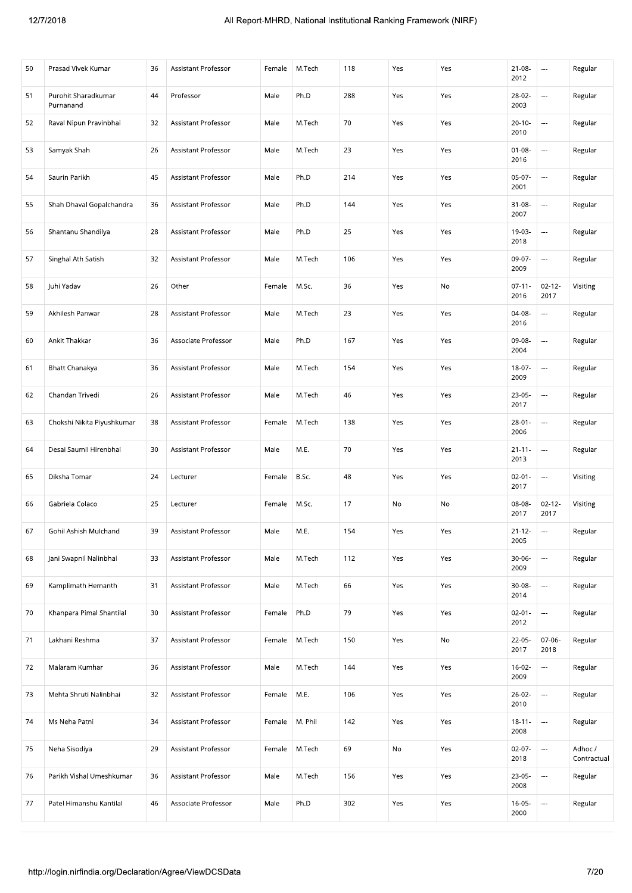| 50 | Prasad Vivek Kumar | 36 | Assistant Professor | Female | M.Tech | 118 | Yes | Yes | 21-08-2012 | --- | Regular |
|---|---|---|---|---|---|---|---|---|---|---|---|
| 51 | Purohit Sharadkumar Purnanand | 44 | Professor | Male | Ph.D | 288 | Yes | Yes | 28-02-2003 | --- | Regular |
| 52 | Raval Nipun Pravinbhai | 32 | Assistant Professor | Male | M.Tech | 70 | Yes | Yes | 20-10-2010 | --- | Regular |
| 53 | Samyak Shah | 26 | Assistant Professor | Male | M.Tech | 23 | Yes | Yes | 01-08-2016 | --- | Regular |
| 54 | Saurin Parikh | 45 | Assistant Professor | Male | Ph.D | 214 | Yes | Yes | 05-07-2001 | --- | Regular |
| 55 | Shah Dhaval Gopalchandra | 36 | Assistant Professor | Male | Ph.D | 144 | Yes | Yes | 31-08-2007 | --- | Regular |
| 56 | Shantanu Shandilya | 28 | Assistant Professor | Male | Ph.D | 25 | Yes | Yes | 19-03-2018 | --- | Regular |
| 57 | Singhal Ath Satish | 32 | Assistant Professor | Male | M.Tech | 106 | Yes | Yes | 09-07-2009 | --- | Regular |
| 58 | Juhi Yadav | 26 | Other | Female | M.Sc. | 36 | Yes | No | 07-11-2016 | 02-12-2017 | Visiting |
| 59 | Akhilesh Panwar | 28 | Assistant Professor | Male | M.Tech | 23 | Yes | Yes | 04-08-2016 | --- | Regular |
| 60 | Ankit Thakkar | 36 | Associate Professor | Male | Ph.D | 167 | Yes | Yes | 09-08-2004 | --- | Regular |
| 61 | Bhatt Chanakya | 36 | Assistant Professor | Male | M.Tech | 154 | Yes | Yes | 18-07-2009 | --- | Regular |
| 62 | Chandan Trivedi | 26 | Assistant Professor | Male | M.Tech | 46 | Yes | Yes | 23-05-2017 | --- | Regular |
| 63 | Chokshi Nikita Piyushkumar | 38 | Assistant Professor | Female | M.Tech | 138 | Yes | Yes | 28-01-2006 | --- | Regular |
| 64 | Desai Saumil Hirenbhai | 30 | Assistant Professor | Male | M.E. | 70 | Yes | Yes | 21-11-2013 | --- | Regular |
| 65 | Diksha Tomar | 24 | Lecturer | Female | B.Sc. | 48 | Yes | Yes | 02-01-2017 | --- | Visiting |
| 66 | Gabriela Colaco | 25 | Lecturer | Female | M.Sc. | 17 | No | No | 08-08-2017 | 02-12-2017 | Visiting |
| 67 | Gohil Ashish Mulchand | 39 | Assistant Professor | Male | M.E. | 154 | Yes | Yes | 21-12-2005 | --- | Regular |
| 68 | Jani Swapnil Nalinbhai | 33 | Assistant Professor | Male | M.Tech | 112 | Yes | Yes | 30-06-2009 | --- | Regular |
| 69 | Kamplimath Hemanth | 31 | Assistant Professor | Male | M.Tech | 66 | Yes | Yes | 30-08-2014 | --- | Regular |
| 70 | Khanpara Pimal Shantilal | 30 | Assistant Professor | Female | Ph.D | 79 | Yes | Yes | 02-01-2012 | --- | Regular |
| 71 | Lakhani Reshma | 37 | Assistant Professor | Female | M.Tech | 150 | Yes | No | 22-05-2017 | 07-06-2018 | Regular |
| 72 | Malaram Kumhar | 36 | Assistant Professor | Male | M.Tech | 144 | Yes | Yes | 16-02-2009 | --- | Regular |
| 73 | Mehta Shruti Nalinbhai | 32 | Assistant Professor | Female | M.E. | 106 | Yes | Yes | 26-02-2010 | --- | Regular |
| 74 | Ms Neha Patni | 34 | Assistant Professor | Female | M. Phil | 142 | Yes | Yes | 18-11-2008 | --- | Regular |
| 75 | Neha Sisodiya | 29 | Assistant Professor | Female | M.Tech | 69 | No | Yes | 02-07-2018 | --- | Adhoc / Contractual |
| 76 | Parikh Vishal Umeshkumar | 36 | Assistant Professor | Male | M.Tech | 156 | Yes | Yes | 23-05-2008 | --- | Regular |
| 77 | Patel Himanshu Kantilal | 46 | Associate Professor | Male | Ph.D | 302 | Yes | Yes | 16-05-2000 | --- | Regular |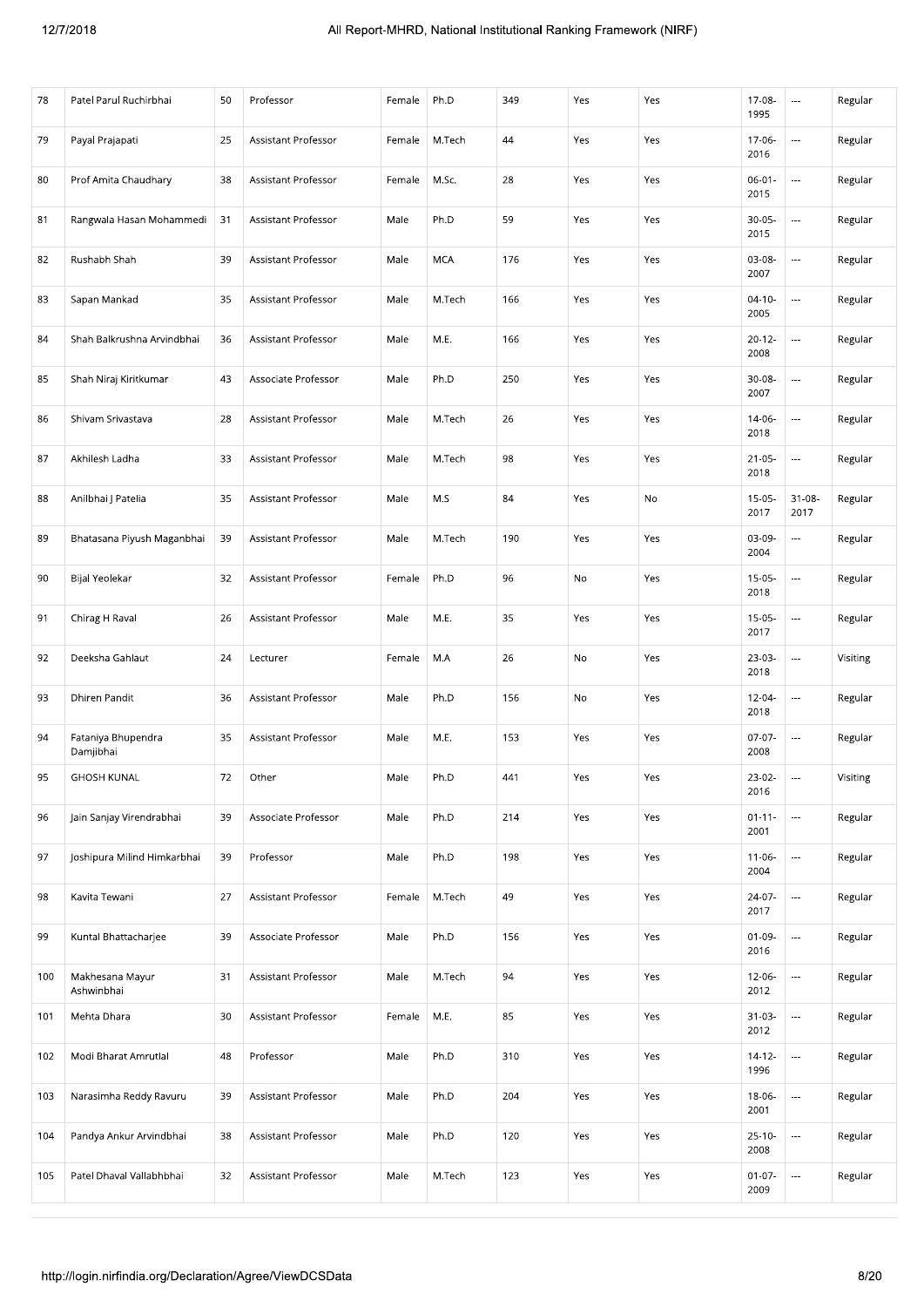| 78 | Patel Parul Ruchirbhai | 50 | Professor | Female | Ph.D | 349 | Yes | Yes | 17-08-1995 | --- | Regular |
|---|---|---|---|---|---|---|---|---|---|---|---|
| 79 | Payal Prajapati | 25 | Assistant Professor | Female | M.Tech | 44 | Yes | Yes | 17-06-2016 | --- | Regular |
| 80 | Prof Amita Chaudhary | 38 | Assistant Professor | Female | M.Sc. | 28 | Yes | Yes | 06-01-2015 | --- | Regular |
| 81 | Rangwala Hasan Mohammedi | 31 | Assistant Professor | Male | Ph.D | 59 | Yes | Yes | 30-05-2015 | --- | Regular |
| 82 | Rushabh Shah | 39 | Assistant Professor | Male | MCA | 176 | Yes | Yes | 03-08-2007 | --- | Regular |
| 83 | Sapan Mankad | 35 | Assistant Professor | Male | M.Tech | 166 | Yes | Yes | 04-10-2005 | --- | Regular |
| 84 | Shah Balkrushna Arvindbhai | 36 | Assistant Professor | Male | M.E. | 166 | Yes | Yes | 20-12-2008 | --- | Regular |
| 85 | Shah Niraj Kiritkumar | 43 | Associate Professor | Male | Ph.D | 250 | Yes | Yes | 30-08-2007 | --- | Regular |
| 86 | Shivam Srivastava | 28 | Assistant Professor | Male | M.Tech | 26 | Yes | Yes | 14-06-2018 | --- | Regular |
| 87 | Akhilesh Ladha | 33 | Assistant Professor | Male | M.Tech | 98 | Yes | Yes | 21-05-2018 | --- | Regular |
| 88 | Anilbhai J Patelia | 35 | Assistant Professor | Male | M.S | 84 | Yes | No | 15-05-2017 | 31-08-2017 | Regular |
| 89 | Bhatasana Piyush Maganbhai | 39 | Assistant Professor | Male | M.Tech | 190 | Yes | Yes | 03-09-2004 | --- | Regular |
| 90 | Bijal Yeolekar | 32 | Assistant Professor | Female | Ph.D | 96 | No | Yes | 15-05-2018 | --- | Regular |
| 91 | Chirag H Raval | 26 | Assistant Professor | Male | M.E. | 35 | Yes | Yes | 15-05-2017 | --- | Regular |
| 92 | Deeksha Gahlaut | 24 | Lecturer | Female | M.A | 26 | No | Yes | 23-03-2018 | --- | Visiting |
| 93 | Dhiren Pandit | 36 | Assistant Professor | Male | Ph.D | 156 | No | Yes | 12-04-2018 | --- | Regular |
| 94 | Fataniya Bhupendra Damjibhai | 35 | Assistant Professor | Male | M.E. | 153 | Yes | Yes | 07-07-2008 | --- | Regular |
| 95 | GHOSH KUNAL | 72 | Other | Male | Ph.D | 441 | Yes | Yes | 23-02-2016 | --- | Visiting |
| 96 | Jain Sanjay Virendrabhai | 39 | Associate Professor | Male | Ph.D | 214 | Yes | Yes | 01-11-2001 | --- | Regular |
| 97 | Joshipura Milind Himkarbhai | 39 | Professor | Male | Ph.D | 198 | Yes | Yes | 11-06-2004 | --- | Regular |
| 98 | Kavita Tewani | 27 | Assistant Professor | Female | M.Tech | 49 | Yes | Yes | 24-07-2017 | --- | Regular |
| 99 | Kuntal Bhattacharjee | 39 | Associate Professor | Male | Ph.D | 156 | Yes | Yes | 01-09-2016 | --- | Regular |
| 100 | Makhesana Mayur Ashwinbhai | 31 | Assistant Professor | Male | M.Tech | 94 | Yes | Yes | 12-06-2012 | --- | Regular |
| 101 | Mehta Dhara | 30 | Assistant Professor | Female | M.E. | 85 | Yes | Yes | 31-03-2012 | --- | Regular |
| 102 | Modi Bharat Amrutlal | 48 | Professor | Male | Ph.D | 310 | Yes | Yes | 14-12-1996 | --- | Regular |
| 103 | Narasimha Reddy Ravuru | 39 | Assistant Professor | Male | Ph.D | 204 | Yes | Yes | 18-06-2001 | --- | Regular |
| 104 | Pandya Ankur Arvindbhai | 38 | Assistant Professor | Male | Ph.D | 120 | Yes | Yes | 25-10-2008 | --- | Regular |
| 105 | Patel Dhaval Vallabhbhai | 32 | Assistant Professor | Male | M.Tech | 123 | Yes | Yes | 01-07-2009 | --- | Regular |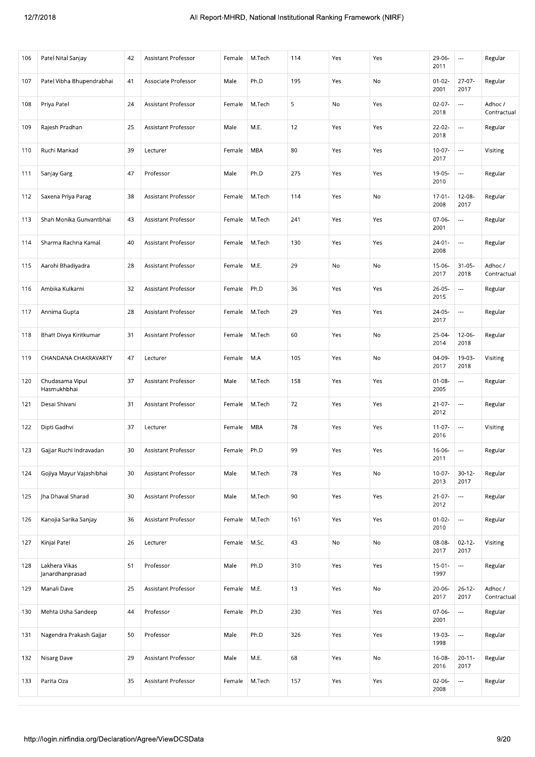| 106 | Patel Nital Sanjay | 42 | Assistant Professor | Female | M.Tech | 114 | Yes | Yes | 29-06-2011 | --- | Regular |
|---|---|---|---|---|---|---|---|---|---|---|---|
| 107 | Patel Vibha Bhupendrabhai | 41 | Associate Professor | Male | Ph.D | 195 | Yes | No | 01-02-2001 | 27-07-2017 | Regular |
| 108 | Priya Patel | 24 | Assistant Professor | Female | M.Tech | 5 | No | Yes | 02-07-2018 | --- | Adhoc / Contractual |
| 109 | Rajesh Pradhan | 25 | Assistant Professor | Male | M.E. | 12 | Yes | Yes | 22-02-2018 | --- | Regular |
| 110 | Ruchi Mankad | 39 | Lecturer | Female | MBA | 80 | Yes | Yes | 10-07-2017 | --- | Visiting |
| 111 | Sanjay Garg | 47 | Professor | Male | Ph.D | 275 | Yes | Yes | 19-05-2010 | --- | Regular |
| 112 | Saxena Priya Parag | 38 | Assistant Professor | Female | M.Tech | 114 | Yes | No | 17-01-2008 | 12-08-2017 | Regular |
| 113 | Shah Monika Gunvantbhai | 43 | Assistant Professor | Female | M.Tech | 241 | Yes | Yes | 07-06-2001 | --- | Regular |
| 114 | Sharma Rachna Kamal | 40 | Assistant Professor | Female | M.Tech | 130 | Yes | Yes | 24-01-2008 | --- | Regular |
| 115 | Aarohi Bhadiyadra | 28 | Assistant Professor | Female | M.E. | 29 | No | No | 15-06-2017 | 31-05-2018 | Adhoc / Contractual |
| 116 | Ambika Kulkarni | 32 | Assistant Professor | Female | Ph.D | 36 | Yes | Yes | 26-05-2015 | --- | Regular |
| 117 | Annima Gupta | 28 | Assistant Professor | Female | M.Tech | 29 | Yes | Yes | 24-05-2017 | --- | Regular |
| 118 | Bhatt Divya Kiritkumar | 31 | Assistant Professor | Female | M.Tech | 60 | Yes | No | 25-04-2014 | 12-06-2018 | Regular |
| 119 | CHANDANA CHAKRAVARTY | 47 | Lecturer | Female | M.A | 105 | Yes | No | 04-09-2017 | 19-03-2018 | Visiting |
| 120 | Chudasama Vipul Hasmukhbhai | 37 | Assistant Professor | Male | M.Tech | 158 | Yes | Yes | 01-08-2005 | --- | Regular |
| 121 | Desai Shivani | 31 | Assistant Professor | Female | M.Tech | 72 | Yes | Yes | 21-07-2012 | --- | Regular |
| 122 | Dipti Gadhvi | 37 | Lecturer | Female | MBA | 78 | Yes | Yes | 11-07-2016 | --- | Visiting |
| 123 | Gajjar Ruchi Indravadan | 30 | Assistant Professor | Female | Ph.D | 99 | Yes | Yes | 16-06-2011 | --- | Regular |
| 124 | Gojiya Mayur Vajashibhai | 30 | Assistant Professor | Male | M.Tech | 78 | Yes | No | 10-07-2013 | 30-12-2017 | Regular |
| 125 | Jha Dhaval Sharad | 30 | Assistant Professor | Male | M.Tech | 90 | Yes | Yes | 21-07-2012 | --- | Regular |
| 126 | Kanojia Sarika Sanjay | 36 | Assistant Professor | Female | M.Tech | 161 | Yes | Yes | 01-02-2010 | --- | Regular |
| 127 | Kinjal Patel | 26 | Lecturer | Female | M.Sc. | 43 | No | No | 08-08-2017 | 02-12-2017 | Visiting |
| 128 | Lakhera Vikas Janardhanprasad | 51 | Professor | Male | Ph.D | 310 | Yes | Yes | 15-01-1997 | --- | Regular |
| 129 | Manali Dave | 25 | Assistant Professor | Female | M.E. | 13 | Yes | No | 20-06-2017 | 26-12-2017 | Adhoc / Contractual |
| 130 | Mehta Usha Sandeep | 44 | Professor | Female | Ph.D | 230 | Yes | Yes | 07-06-2001 | --- | Regular |
| 131 | Nagendra Prakash Gajjar | 50 | Professor | Male | Ph.D | 326 | Yes | Yes | 19-03-1998 | --- | Regular |
| 132 | Nisarg Dave | 29 | Assistant Professor | Male | M.E. | 68 | Yes | No | 16-08-2016 | 20-11-2017 | Regular |
| 133 | Parita Oza | 35 | Assistant Professor | Female | M.Tech | 157 | Yes | Yes | 02-06-2008 | --- | Regular |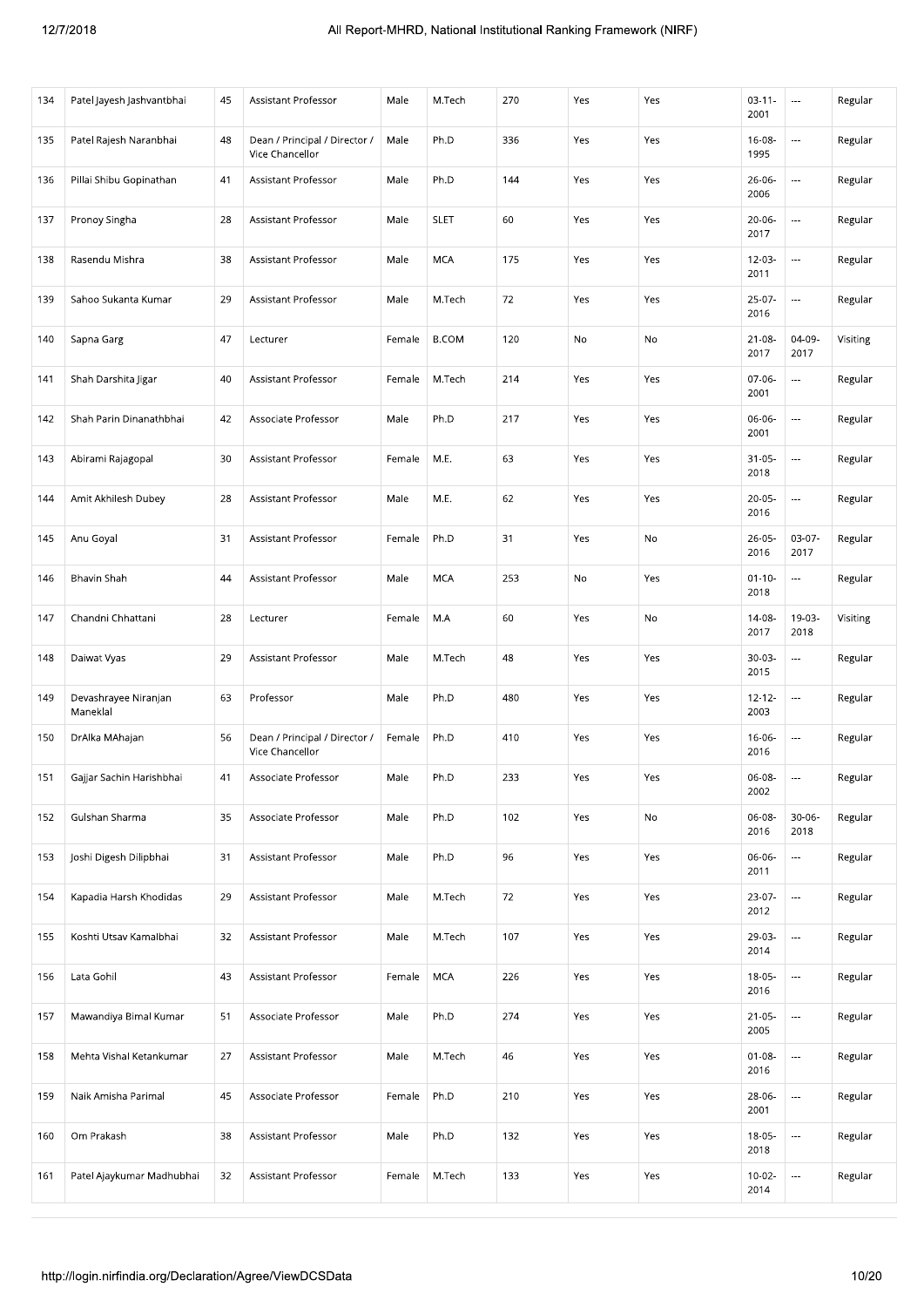| 134 | Patel Jayesh Jashvantbhai | 45 | Assistant Professor | Male | M.Tech | 270 | Yes | Yes | 03-11-2001 | --- | Regular |
|---|---|---|---|---|---|---|---|---|---|---|---|
| 135 | Patel Rajesh Naranbhai | 48 | Dean / Principal / Director / Vice Chancellor | Male | Ph.D | 336 | Yes | Yes | 16-08-1995 | --- | Regular |
| 136 | Pillai Shibu Gopinathan | 41 | Assistant Professor | Male | Ph.D | 144 | Yes | Yes | 26-06-2006 | --- | Regular |
| 137 | Pronoy Singha | 28 | Assistant Professor | Male | SLET | 60 | Yes | Yes | 20-06-2017 | --- | Regular |
| 138 | Rasendu Mishra | 38 | Assistant Professor | Male | MCA | 175 | Yes | Yes | 12-03-2011 | --- | Regular |
| 139 | Sahoo Sukanta Kumar | 29 | Assistant Professor | Male | M.Tech | 72 | Yes | Yes | 25-07-2016 | --- | Regular |
| 140 | Sapna Garg | 47 | Lecturer | Female | B.COM | 120 | No | No | 21-08-2017 | 04-09-2017 | Visiting |
| 141 | Shah Darshita Jigar | 40 | Assistant Professor | Female | M.Tech | 214 | Yes | Yes | 07-06-2001 | --- | Regular |
| 142 | Shah Parin Dinanathbhai | 42 | Associate Professor | Male | Ph.D | 217 | Yes | Yes | 06-06-2001 | --- | Regular |
| 143 | Abirami Rajagopal | 30 | Assistant Professor | Female | M.E. | 63 | Yes | Yes | 31-05-2018 | --- | Regular |
| 144 | Amit Akhilesh Dubey | 28 | Assistant Professor | Male | M.E. | 62 | Yes | Yes | 20-05-2016 | --- | Regular |
| 145 | Anu Goyal | 31 | Assistant Professor | Female | Ph.D | 31 | Yes | No | 26-05-2016 | 03-07-2017 | Regular |
| 146 | Bhavin Shah | 44 | Assistant Professor | Male | MCA | 253 | No | Yes | 01-10-2018 | --- | Regular |
| 147 | Chandni Chhattani | 28 | Lecturer | Female | M.A | 60 | Yes | No | 14-08-2017 | 19-03-2018 | Visiting |
| 148 | Daiwat Vyas | 29 | Assistant Professor | Male | M.Tech | 48 | Yes | Yes | 30-03-2015 | --- | Regular |
| 149 | Devashrayee Niranjan Maneklal | 63 | Professor | Male | Ph.D | 480 | Yes | Yes | 12-12-2003 | --- | Regular |
| 150 | DrAlka MAhajan | 56 | Dean / Principal / Director / Vice Chancellor | Female | Ph.D | 410 | Yes | Yes | 16-06-2016 | --- | Regular |
| 151 | Gajjar Sachin Harishbhai | 41 | Associate Professor | Male | Ph.D | 233 | Yes | Yes | 06-08-2002 | --- | Regular |
| 152 | Gulshan Sharma | 35 | Associate Professor | Male | Ph.D | 102 | Yes | No | 06-08-2016 | 30-06-2018 | Regular |
| 153 | Joshi Digesh Dilipbhai | 31 | Assistant Professor | Male | Ph.D | 96 | Yes | Yes | 06-06-2011 | --- | Regular |
| 154 | Kapadia Harsh Khodidas | 29 | Assistant Professor | Male | M.Tech | 72 | Yes | Yes | 23-07-2012 | --- | Regular |
| 155 | Koshti Utsav Kamalbhai | 32 | Assistant Professor | Male | M.Tech | 107 | Yes | Yes | 29-03-2014 | --- | Regular |
| 156 | Lata Gohil | 43 | Assistant Professor | Female | MCA | 226 | Yes | Yes | 18-05-2016 | --- | Regular |
| 157 | Mawandiya Bimal Kumar | 51 | Associate Professor | Male | Ph.D | 274 | Yes | Yes | 21-05-2005 | --- | Regular |
| 158 | Mehta Vishal Ketankumar | 27 | Assistant Professor | Male | M.Tech | 46 | Yes | Yes | 01-08-2016 | --- | Regular |
| 159 | Naik Amisha Parimal | 45 | Associate Professor | Female | Ph.D | 210 | Yes | Yes | 28-06-2001 | --- | Regular |
| 160 | Om Prakash | 38 | Assistant Professor | Male | Ph.D | 132 | Yes | Yes | 18-05-2018 | --- | Regular |
| 161 | Patel Ajaykumar Madhubhai | 32 | Assistant Professor | Female | M.Tech | 133 | Yes | Yes | 10-02-2014 | --- | Regular |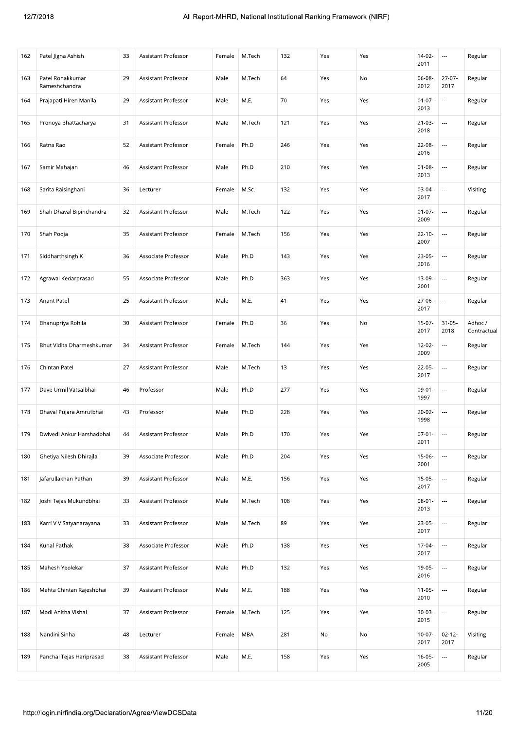| 162 | Patel Jigna Ashish | 33 | Assistant Professor | Female | M.Tech | 132 | Yes | Yes | 14-02-2011 | --- | Regular |
|---|---|---|---|---|---|---|---|---|---|---|---|
| 163 | Patel Ronakkumar Rameshchandra | 29 | Assistant Professor | Male | M.Tech | 64 | Yes | No | 06-08-2012 | 27-07-2017 | Regular |
| 164 | Prajapati Hiren Manilal | 29 | Assistant Professor | Male | M.E. | 70 | Yes | Yes | 01-07-2013 | --- | Regular |
| 165 | Pronoya Bhattacharya | 31 | Assistant Professor | Male | M.Tech | 121 | Yes | Yes | 21-03-2018 | --- | Regular |
| 166 | Ratna Rao | 52 | Assistant Professor | Female | Ph.D | 246 | Yes | Yes | 22-08-2016 | --- | Regular |
| 167 | Samir Mahajan | 46 | Assistant Professor | Male | Ph.D | 210 | Yes | Yes | 01-08-2013 | --- | Regular |
| 168 | Sarita Raisinghani | 36 | Lecturer | Female | M.Sc. | 132 | Yes | Yes | 03-04-2017 | --- | Visiting |
| 169 | Shah Dhaval Bipinchandra | 32 | Assistant Professor | Male | M.Tech | 122 | Yes | Yes | 01-07-2009 | --- | Regular |
| 170 | Shah Pooja | 35 | Assistant Professor | Female | M.Tech | 156 | Yes | Yes | 22-10-2007 | --- | Regular |
| 171 | Siddharthsingh K | 36 | Associate Professor | Male | Ph.D | 143 | Yes | Yes | 23-05-2016 | --- | Regular |
| 172 | Agrawal Kedarprasad | 55 | Associate Professor | Male | Ph.D | 363 | Yes | Yes | 13-09-2001 | --- | Regular |
| 173 | Anant Patel | 25 | Assistant Professor | Male | M.E. | 41 | Yes | Yes | 27-06-2017 | --- | Regular |
| 174 | Bhanupriya Rohila | 30 | Assistant Professor | Female | Ph.D | 36 | Yes | No | 15-07-2017 | 31-05-2018 | Adhoc / Contractual |
| 175 | Bhut Vidita Dharmeshkumar | 34 | Assistant Professor | Female | M.Tech | 144 | Yes | Yes | 12-02-2009 | --- | Regular |
| 176 | Chintan Patel | 27 | Assistant Professor | Male | M.Tech | 13 | Yes | Yes | 22-05-2017 | --- | Regular |
| 177 | Dave Urmil Vatsalbhai | 46 | Professor | Male | Ph.D | 277 | Yes | Yes | 09-01-1997 | --- | Regular |
| 178 | Dhaval Pujara Amrutbhai | 43 | Professor | Male | Ph.D | 228 | Yes | Yes | 20-02-1998 | --- | Regular |
| 179 | Dwivedi Ankur Harshadbhai | 44 | Assistant Professor | Male | Ph.D | 170 | Yes | Yes | 07-01-2011 | --- | Regular |
| 180 | Ghetiya Nilesh Dhirajlal | 39 | Associate Professor | Male | Ph.D | 204 | Yes | Yes | 15-06-2001 | --- | Regular |
| 181 | Jafarullakhan Pathan | 39 | Assistant Professor | Male | M.E. | 156 | Yes | Yes | 15-05-2017 | --- | Regular |
| 182 | Joshi Tejas Mukundbhai | 33 | Assistant Professor | Male | M.Tech | 108 | Yes | Yes | 08-01-2013 | --- | Regular |
| 183 | Karri V V Satyanarayana | 33 | Assistant Professor | Male | M.Tech | 89 | Yes | Yes | 23-05-2017 | --- | Regular |
| 184 | Kunal Pathak | 38 | Associate Professor | Male | Ph.D | 138 | Yes | Yes | 17-04-2017 | --- | Regular |
| 185 | Mahesh Yeolekar | 37 | Assistant Professor | Male | Ph.D | 132 | Yes | Yes | 19-05-2016 | --- | Regular |
| 186 | Mehta Chintan Rajeshbhai | 39 | Assistant Professor | Male | M.E. | 188 | Yes | Yes | 11-05-2010 | --- | Regular |
| 187 | Modi Anitha Vishal | 37 | Assistant Professor | Female | M.Tech | 125 | Yes | Yes | 30-03-2015 | --- | Regular |
| 188 | Nandini Sinha | 48 | Lecturer | Female | MBA | 281 | No | No | 10-07-2017 | 02-12-2017 | Visiting |
| 189 | Panchal Tejas Hariprasad | 38 | Assistant Professor | Male | M.E. | 158 | Yes | Yes | 16-05-2005 | --- | Regular |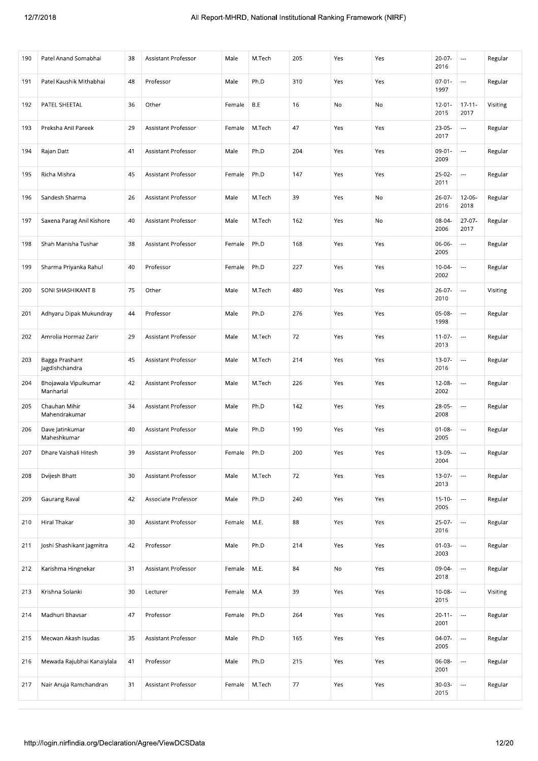| 190 | Patel Anand Somabhai | 38 | Assistant Professor | Male | M.Tech | 205 | Yes | Yes | 20-07-2016 | --- | Regular |
|---|---|---|---|---|---|---|---|---|---|---|---|
| 191 | Patel Kaushik Mithabhai | 48 | Professor | Male | Ph.D | 310 | Yes | Yes | 07-01-1997 | --- | Regular |
| 192 | PATEL SHEETAL | 36 | Other | Female | B.E | 16 | No | No | 12-01-2015 | 17-11-2017 | Visiting |
| 193 | Preksha Anil Pareek | 29 | Assistant Professor | Female | M.Tech | 47 | Yes | Yes | 23-05-2017 | --- | Regular |
| 194 | Rajan Datt | 41 | Assistant Professor | Male | Ph.D | 204 | Yes | Yes | 09-01-2009 | --- | Regular |
| 195 | Richa Mishra | 45 | Assistant Professor | Female | Ph.D | 147 | Yes | Yes | 25-02-2011 | --- | Regular |
| 196 | Sandesh Sharma | 26 | Assistant Professor | Male | M.Tech | 39 | Yes | No | 26-07-2016 | 12-06-2018 | Regular |
| 197 | Saxena Parag Anil Kishore | 40 | Assistant Professor | Male | M.Tech | 162 | Yes | No | 08-04-2006 | 27-07-2017 | Regular |
| 198 | Shah Manisha Tushar | 38 | Assistant Professor | Female | Ph.D | 168 | Yes | Yes | 06-06-2005 | --- | Regular |
| 199 | Sharma Priyanka Rahul | 40 | Professor | Female | Ph.D | 227 | Yes | Yes | 10-04-2002 | --- | Regular |
| 200 | SONI SHASHIKANT B | 75 | Other | Male | M.Tech | 480 | Yes | Yes | 26-07-2010 | --- | Visiting |
| 201 | Adhyaru Dipak Mukundray | 44 | Professor | Male | Ph.D | 276 | Yes | Yes | 05-08-1998 | --- | Regular |
| 202 | Amrolia Hormaz Zarir | 29 | Assistant Professor | Male | M.Tech | 72 | Yes | Yes | 11-07-2013 | --- | Regular |
| 203 | Bagga Prashant Jagdishchandra | 45 | Assistant Professor | Male | M.Tech | 214 | Yes | Yes | 13-07-2016 | --- | Regular |
| 204 | Bhojawala Vipulkumar Manharlal | 42 | Assistant Professor | Male | M.Tech | 226 | Yes | Yes | 12-08-2002 | --- | Regular |
| 205 | Chauhan Mihir Mahendrakumar | 34 | Assistant Professor | Male | Ph.D | 142 | Yes | Yes | 28-05-2008 | --- | Regular |
| 206 | Dave Jatinkumar Maheshkumar | 40 | Assistant Professor | Male | Ph.D | 190 | Yes | Yes | 01-08-2005 | --- | Regular |
| 207 | Dhare Vaishali Hitesh | 39 | Assistant Professor | Female | Ph.D | 200 | Yes | Yes | 13-09-2004 | --- | Regular |
| 208 | Dvijesh Bhatt | 30 | Assistant Professor | Male | M.Tech | 72 | Yes | Yes | 13-07-2013 | --- | Regular |
| 209 | Gaurang Raval | 42 | Associate Professor | Male | Ph.D | 240 | Yes | Yes | 15-10-2005 | --- | Regular |
| 210 | Hiral Thakar | 30 | Assistant Professor | Female | M.E. | 88 | Yes | Yes | 25-07-2016 | --- | Regular |
| 211 | Joshi Shashikant Jagmitra | 42 | Professor | Male | Ph.D | 214 | Yes | Yes | 01-03-2003 | --- | Regular |
| 212 | Karishma Hingnekar | 31 | Assistant Professor | Female | M.E. | 84 | No | Yes | 09-04-2018 | --- | Regular |
| 213 | Krishna Solanki | 30 | Lecturer | Female | M.A | 39 | Yes | Yes | 10-08-2015 | --- | Visiting |
| 214 | Madhuri Bhavsar | 47 | Professor | Female | Ph.D | 264 | Yes | Yes | 20-11-2001 | --- | Regular |
| 215 | Mecwan Akash Isudas | 35 | Assistant Professor | Male | Ph.D | 165 | Yes | Yes | 04-07-2005 | --- | Regular |
| 216 | Mewada Rajubhai Kanaiylala | 41 | Professor | Male | Ph.D | 215 | Yes | Yes | 06-08-2001 | --- | Regular |
| 217 | Nair Anuja Ramchandran | 31 | Assistant Professor | Female | M.Tech | 77 | Yes | Yes | 30-03-2015 | --- | Regular |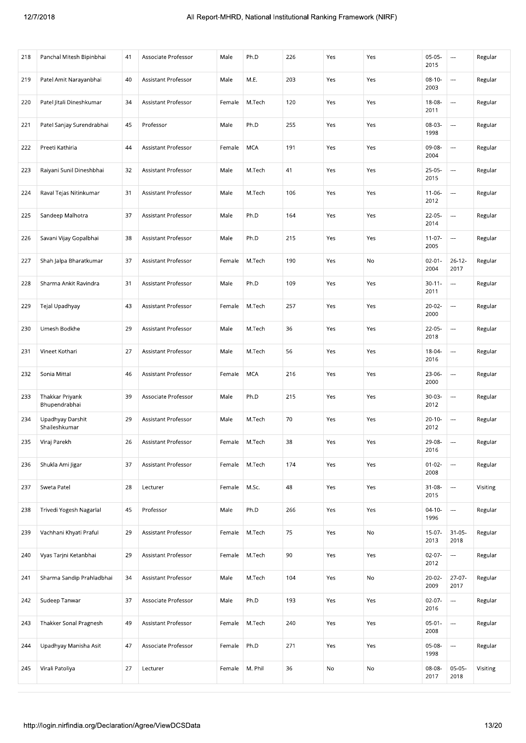| 218 | Panchal Mitesh Bipinbhai | 41 | Associate Professor | Male | Ph.D | 226 | Yes | Yes | 05-05-2015 | --- | Regular |
|---|---|---|---|---|---|---|---|---|---|---|---|
| 219 | Patel Amit Narayanbhai | 40 | Assistant Professor | Male | M.E. | 203 | Yes | Yes | 08-10-2003 | --- | Regular |
| 220 | Patel Jitali Dineshkumar | 34 | Assistant Professor | Female | M.Tech | 120 | Yes | Yes | 18-08-2011 | --- | Regular |
| 221 | Patel Sanjay Surendrabhai | 45 | Professor | Male | Ph.D | 255 | Yes | Yes | 08-03-1998 | --- | Regular |
| 222 | Preeti Kathiria | 44 | Assistant Professor | Female | MCA | 191 | Yes | Yes | 09-08-2004 | --- | Regular |
| 223 | Raiyani Sunil Dineshbhai | 32 | Assistant Professor | Male | M.Tech | 41 | Yes | Yes | 25-05-2015 | --- | Regular |
| 224 | Raval Tejas Nitinkumar | 31 | Assistant Professor | Male | M.Tech | 106 | Yes | Yes | 11-06-2012 | --- | Regular |
| 225 | Sandeep Malhotra | 37 | Assistant Professor | Male | Ph.D | 164 | Yes | Yes | 22-05-2014 | --- | Regular |
| 226 | Savani Vijay Gopalbhai | 38 | Assistant Professor | Male | Ph.D | 215 | Yes | Yes | 11-07-2005 | --- | Regular |
| 227 | Shah Jalpa Bharatkumar | 37 | Assistant Professor | Female | M.Tech | 190 | Yes | No | 02-01-2004 | 26-12-2017 | Regular |
| 228 | Sharma Ankit Ravindra | 31 | Assistant Professor | Male | Ph.D | 109 | Yes | Yes | 30-11-2011 | --- | Regular |
| 229 | Tejal Upadhyay | 43 | Assistant Professor | Female | M.Tech | 257 | Yes | Yes | 20-02-2000 | --- | Regular |
| 230 | Umesh Bodkhe | 29 | Assistant Professor | Male | M.Tech | 36 | Yes | Yes | 22-05-2018 | --- | Regular |
| 231 | Vineet Kothari | 27 | Assistant Professor | Male | M.Tech | 56 | Yes | Yes | 18-04-2016 | --- | Regular |
| 232 | Sonia Mittal | 46 | Assistant Professor | Female | MCA | 216 | Yes | Yes | 23-06-2000 | --- | Regular |
| 233 | Thakkar Priyank Bhupendrabhai | 39 | Associate Professor | Male | Ph.D | 215 | Yes | Yes | 30-03-2012 | --- | Regular |
| 234 | Upadhyay Darshit Shaileshkumar | 29 | Assistant Professor | Male | M.Tech | 70 | Yes | Yes | 20-10-2012 | --- | Regular |
| 235 | Viraj Parekh | 26 | Assistant Professor | Female | M.Tech | 38 | Yes | Yes | 29-08-2016 | --- | Regular |
| 236 | Shukla Ami Jigar | 37 | Assistant Professor | Female | M.Tech | 174 | Yes | Yes | 01-02-2008 | --- | Regular |
| 237 | Sweta Patel | 28 | Lecturer | Female | M.Sc. | 48 | Yes | Yes | 31-08-2015 | --- | Visiting |
| 238 | Trivedi Yogesh Nagarlal | 45 | Professor | Male | Ph.D | 266 | Yes | Yes | 04-10-1996 | --- | Regular |
| 239 | Vachhani Khyati Praful | 29 | Assistant Professor | Female | M.Tech | 75 | Yes | No | 15-07-2013 | 31-05-2018 | Regular |
| 240 | Vyas Tarjni Ketanbhai | 29 | Assistant Professor | Female | M.Tech | 90 | Yes | Yes | 02-07-2012 | --- | Regular |
| 241 | Sharma Sandip Prahladbhai | 34 | Assistant Professor | Male | M.Tech | 104 | Yes | No | 20-02-2009 | 27-07-2017 | Regular |
| 242 | Sudeep Tanwar | 37 | Associate Professor | Male | Ph.D | 193 | Yes | Yes | 02-07-2016 | --- | Regular |
| 243 | Thakker Sonal Pragnesh | 49 | Assistant Professor | Female | M.Tech | 240 | Yes | Yes | 05-01-2008 | --- | Regular |
| 244 | Upadhyay Manisha Asit | 47 | Associate Professor | Female | Ph.D | 271 | Yes | Yes | 05-08-1998 | --- | Regular |
| 245 | Virali Patoliya | 27 | Lecturer | Female | M. Phil | 36 | No | No | 08-08-2017 | 05-05-2018 | Visiting |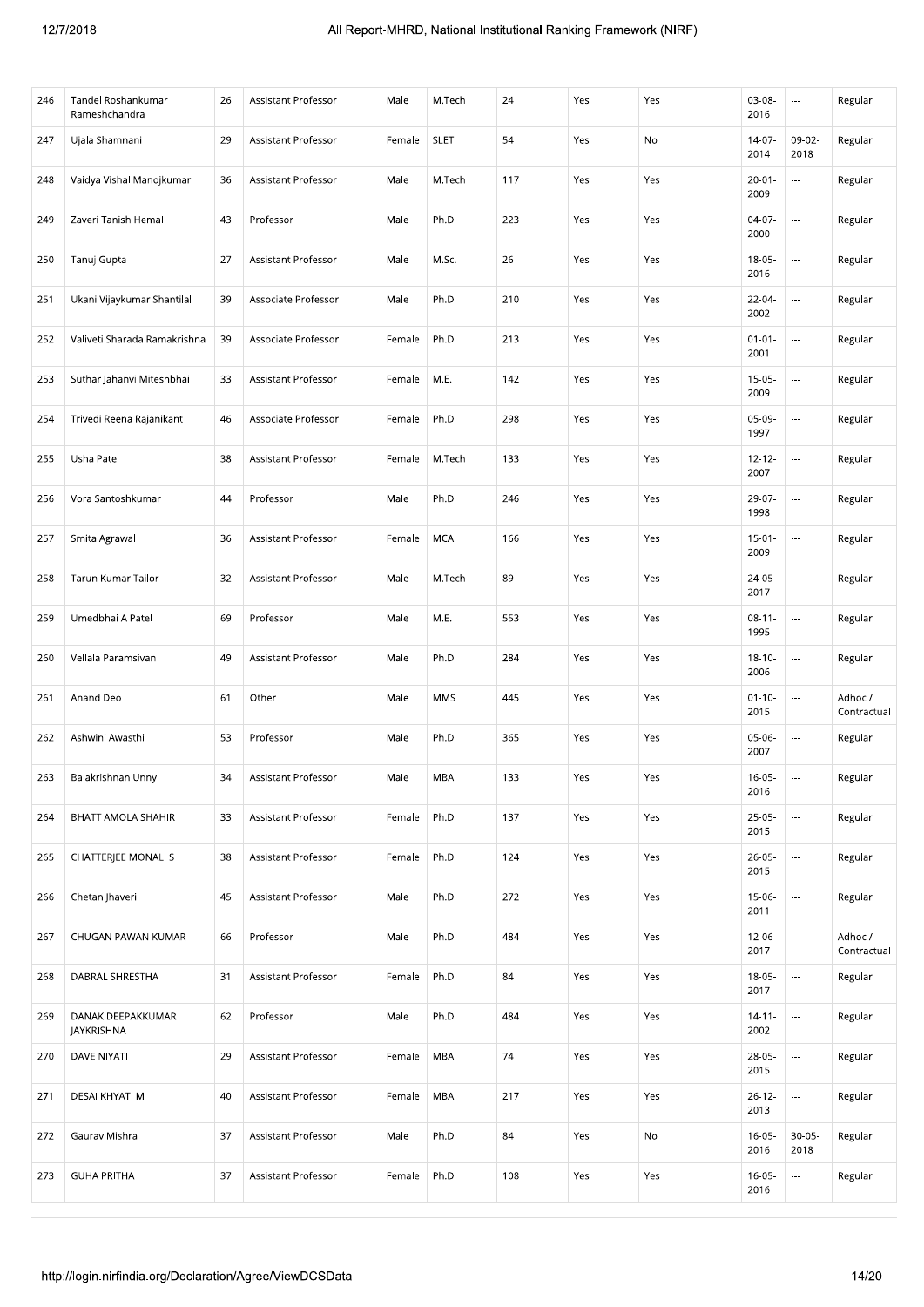| 246 | Tandel Roshankumar Rameshchandra | 26 | Assistant Professor | Male | M.Tech | 24 | Yes | Yes | 03-08-2016 | --- | Regular |
|---|---|---|---|---|---|---|---|---|---|---|---|
| 247 | Ujala Shamnani | 29 | Assistant Professor | Female | SLET | 54 | Yes | No | 14-07-2014 | 09-02-2018 | Regular |
| 248 | Vaidya Vishal Manojkumar | 36 | Assistant Professor | Male | M.Tech | 117 | Yes | Yes | 20-01-2009 | --- | Regular |
| 249 | Zaveri Tanish Hemal | 43 | Professor | Male | Ph.D | 223 | Yes | Yes | 04-07-2000 | --- | Regular |
| 250 | Tanuj Gupta | 27 | Assistant Professor | Male | M.Sc. | 26 | Yes | Yes | 18-05-2016 | --- | Regular |
| 251 | Ukani Vijaykumar Shantilal | 39 | Associate Professor | Male | Ph.D | 210 | Yes | Yes | 22-04-2002 | --- | Regular |
| 252 | Valiveti Sharada Ramakrishna | 39 | Associate Professor | Female | Ph.D | 213 | Yes | Yes | 01-01-2001 | --- | Regular |
| 253 | Suthar Jahanvi Miteshbhai | 33 | Assistant Professor | Female | M.E. | 142 | Yes | Yes | 15-05-2009 | --- | Regular |
| 254 | Trivedi Reena Rajanikant | 46 | Associate Professor | Female | Ph.D | 298 | Yes | Yes | 05-09-1997 | --- | Regular |
| 255 | Usha Patel | 38 | Assistant Professor | Female | M.Tech | 133 | Yes | Yes | 12-12-2007 | --- | Regular |
| 256 | Vora Santoshkumar | 44 | Professor | Male | Ph.D | 246 | Yes | Yes | 29-07-1998 | --- | Regular |
| 257 | Smita Agrawal | 36 | Assistant Professor | Female | MCA | 166 | Yes | Yes | 15-01-2009 | --- | Regular |
| 258 | Tarun Kumar Tailor | 32 | Assistant Professor | Male | M.Tech | 89 | Yes | Yes | 24-05-2017 | --- | Regular |
| 259 | Umedbhai A Patel | 69 | Professor | Male | M.E. | 553 | Yes | Yes | 08-11-1995 | --- | Regular |
| 260 | Vellala Paramsivan | 49 | Assistant Professor | Male | Ph.D | 284 | Yes | Yes | 18-10-2006 | --- | Regular |
| 261 | Anand Deo | 61 | Other | Male | MMS | 445 | Yes | Yes | 01-10-2015 | --- | Adhoc / Contractual |
| 262 | Ashwini Awasthi | 53 | Professor | Male | Ph.D | 365 | Yes | Yes | 05-06-2007 | --- | Regular |
| 263 | Balakrishnan Unny | 34 | Assistant Professor | Male | MBA | 133 | Yes | Yes | 16-05-2016 | --- | Regular |
| 264 | BHATT AMOLA SHAHIR | 33 | Assistant Professor | Female | Ph.D | 137 | Yes | Yes | 25-05-2015 | --- | Regular |
| 265 | CHATTERJEE MONALI S | 38 | Assistant Professor | Female | Ph.D | 124 | Yes | Yes | 26-05-2015 | --- | Regular |
| 266 | Chetan Jhaveri | 45 | Assistant Professor | Male | Ph.D | 272 | Yes | Yes | 15-06-2011 | --- | Regular |
| 267 | CHUGAN PAWAN KUMAR | 66 | Professor | Male | Ph.D | 484 | Yes | Yes | 12-06-2017 | --- | Adhoc / Contractual |
| 268 | DABRAL SHRESTHA | 31 | Assistant Professor | Female | Ph.D | 84 | Yes | Yes | 18-05-2017 | --- | Regular |
| 269 | DANAK DEEPAKKUMAR JAYKRISHNA | 62 | Professor | Male | Ph.D | 484 | Yes | Yes | 14-11-2002 | --- | Regular |
| 270 | DAVE NIYATI | 29 | Assistant Professor | Female | MBA | 74 | Yes | Yes | 28-05-2015 | --- | Regular |
| 271 | DESAI KHYATI M | 40 | Assistant Professor | Female | MBA | 217 | Yes | Yes | 26-12-2013 | --- | Regular |
| 272 | Gaurav Mishra | 37 | Assistant Professor | Male | Ph.D | 84 | Yes | No | 16-05-2016 | 30-05-2018 | Regular |
| 273 | GUHA PRITHA | 37 | Assistant Professor | Female | Ph.D | 108 | Yes | Yes | 16-05-2016 | --- | Regular |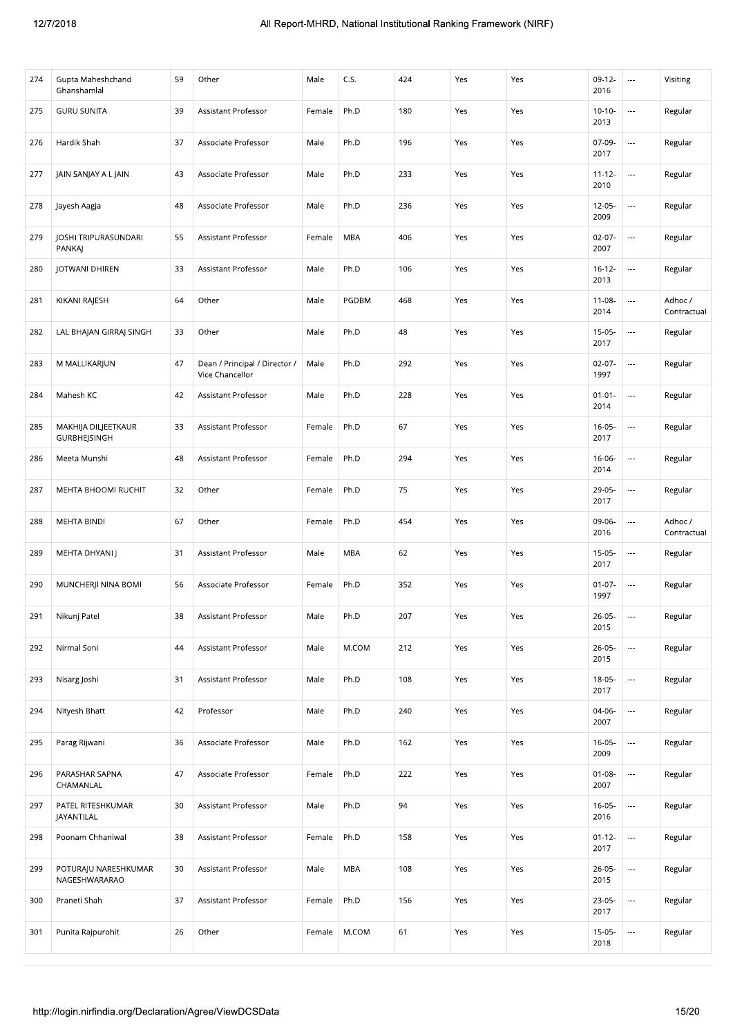| 274 | Gupta Maheshchand Ghanshamlal | 59 | Other | Male | C.S. | 424 | Yes | Yes | 09-12-2016 | --- | Visiting |
|---|---|---|---|---|---|---|---|---|---|---|---|
| 275 | GURU SUNITA | 39 | Assistant Professor | Female | Ph.D | 180 | Yes | Yes | 10-10-2013 | --- | Regular |
| 276 | Hardik Shah | 37 | Associate Professor | Male | Ph.D | 196 | Yes | Yes | 07-09-2017 | --- | Regular |
| 277 | JAIN SANJAY A L JAIN | 43 | Associate Professor | Male | Ph.D | 233 | Yes | Yes | 11-12-2010 | --- | Regular |
| 278 | Jayesh Aagja | 48 | Associate Professor | Male | Ph.D | 236 | Yes | Yes | 12-05-2009 | --- | Regular |
| 279 | JOSHI TRIPURASUNDARI PANKAJ | 55 | Assistant Professor | Female | MBA | 406 | Yes | Yes | 02-07-2007 | --- | Regular |
| 280 | JOTWANI DHIREN | 33 | Assistant Professor | Male | Ph.D | 106 | Yes | Yes | 16-12-2013 | --- | Regular |
| 281 | KIKANI RAJESH | 64 | Other | Male | PGDBM | 468 | Yes | Yes | 11-08-2014 | --- | Adhoc / Contractual |
| 282 | LAL BHAJAN GIRRAJ SINGH | 33 | Other | Male | Ph.D | 48 | Yes | Yes | 15-05-2017 | --- | Regular |
| 283 | M MALLIKARJUN | 47 | Dean / Principal / Director / Vice Chancellor | Male | Ph.D | 292 | Yes | Yes | 02-07-1997 | --- | Regular |
| 284 | Mahesh KC | 42 | Assistant Professor | Male | Ph.D | 228 | Yes | Yes | 01-01-2014 | --- | Regular |
| 285 | MAKHIJA DILJEETKAUR GURBHEJSINGH | 33 | Assistant Professor | Female | Ph.D | 67 | Yes | Yes | 16-05-2017 | --- | Regular |
| 286 | Meeta Munshi | 48 | Assistant Professor | Female | Ph.D | 294 | Yes | Yes | 16-06-2014 | --- | Regular |
| 287 | MEHTA BHOOMI RUCHIT | 32 | Other | Female | Ph.D | 75 | Yes | Yes | 29-05-2017 | --- | Regular |
| 288 | MEHTA BINDI | 67 | Other | Female | Ph.D | 454 | Yes | Yes | 09-06-2016 | --- | Adhoc / Contractual |
| 289 | MEHTA DHYANI J | 31 | Assistant Professor | Male | MBA | 62 | Yes | Yes | 15-05-2017 | --- | Regular |
| 290 | MUNCHERJI NINA BOMI | 56 | Associate Professor | Female | Ph.D | 352 | Yes | Yes | 01-07-1997 | --- | Regular |
| 291 | Nikunj Patel | 38 | Assistant Professor | Male | Ph.D | 207 | Yes | Yes | 26-05-2015 | --- | Regular |
| 292 | Nirmal Soni | 44 | Assistant Professor | Male | M.COM | 212 | Yes | Yes | 26-05-2015 | --- | Regular |
| 293 | Nisarg Joshi | 31 | Assistant Professor | Male | Ph.D | 108 | Yes | Yes | 18-05-2017 | --- | Regular |
| 294 | Nityesh Bhatt | 42 | Professor | Male | Ph.D | 240 | Yes | Yes | 04-06-2007 | --- | Regular |
| 295 | Parag Rijwani | 36 | Associate Professor | Male | Ph.D | 162 | Yes | Yes | 16-05-2009 | --- | Regular |
| 296 | PARASHAR SAPNA CHAMANLAL | 47 | Associate Professor | Female | Ph.D | 222 | Yes | Yes | 01-08-2007 | --- | Regular |
| 297 | PATEL RITESHKUMAR JAYANTILAL | 30 | Assistant Professor | Male | Ph.D | 94 | Yes | Yes | 16-05-2016 | --- | Regular |
| 298 | Poonam Chhaniwal | 38 | Assistant Professor | Female | Ph.D | 158 | Yes | Yes | 01-12-2017 | --- | Regular |
| 299 | POTURAJU NARESHKUMAR NAGESHWARARAO | 30 | Assistant Professor | Male | MBA | 108 | Yes | Yes | 26-05-2015 | --- | Regular |
| 300 | Praneti Shah | 37 | Assistant Professor | Female | Ph.D | 156 | Yes | Yes | 23-05-2017 | --- | Regular |
| 301 | Punita Rajpurohit | 26 | Other | Female | M.COM | 61 | Yes | Yes | 15-05-2018 | --- | Regular |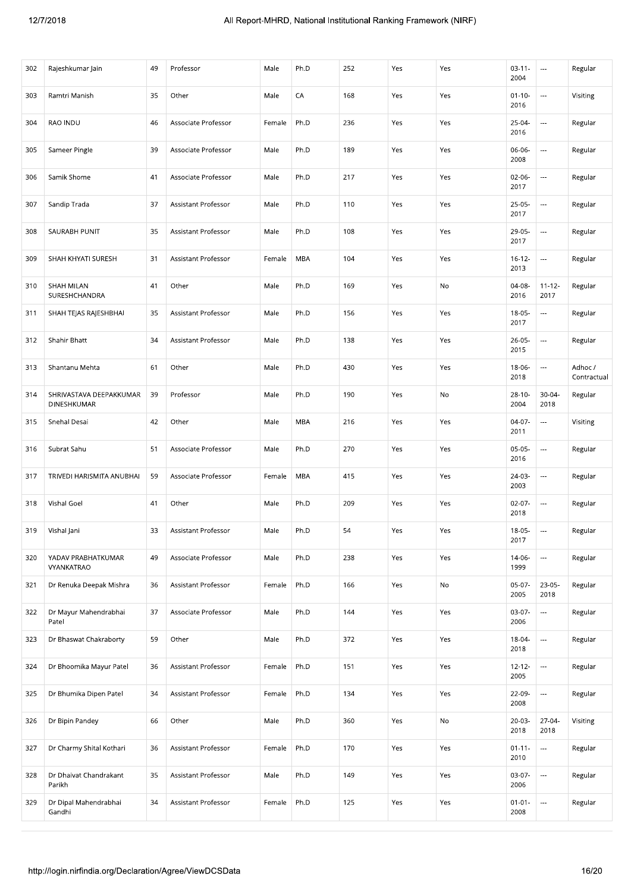| 302 | Rajeshkumar Jain | 49 | Professor | Male | Ph.D | 252 | Yes | Yes | 03-11-2004 | --- | Regular |
|---|---|---|---|---|---|---|---|---|---|---|---|
| 303 | Ramtri Manish | 35 | Other | Male | CA | 168 | Yes | Yes | 01-10-2016 | --- | Visiting |
| 304 | RAO INDU | 46 | Associate Professor | Female | Ph.D | 236 | Yes | Yes | 25-04-2016 | --- | Regular |
| 305 | Sameer Pingle | 39 | Associate Professor | Male | Ph.D | 189 | Yes | Yes | 06-06-2008 | --- | Regular |
| 306 | Samik Shome | 41 | Associate Professor | Male | Ph.D | 217 | Yes | Yes | 02-06-2017 | --- | Regular |
| 307 | Sandip Trada | 37 | Assistant Professor | Male | Ph.D | 110 | Yes | Yes | 25-05-2017 | --- | Regular |
| 308 | SAURABH PUNIT | 35 | Assistant Professor | Male | Ph.D | 108 | Yes | Yes | 29-05-2017 | --- | Regular |
| 309 | SHAH KHYATI SURESH | 31 | Assistant Professor | Female | MBA | 104 | Yes | Yes | 16-12-2013 | --- | Regular |
| 310 | SHAH MILAN SURESHCHANDRA | 41 | Other | Male | Ph.D | 169 | Yes | No | 04-08-2016 | 11-12-2017 | Regular |
| 311 | SHAH TEJAS RAJESHBHAI | 35 | Assistant Professor | Male | Ph.D | 156 | Yes | Yes | 18-05-2017 | --- | Regular |
| 312 | Shahir Bhatt | 34 | Assistant Professor | Male | Ph.D | 138 | Yes | Yes | 26-05-2015 | --- | Regular |
| 313 | Shantanu Mehta | 61 | Other | Male | Ph.D | 430 | Yes | Yes | 18-06-2018 | --- | Adhoc / Contractual |
| 314 | SHRIVASTAVA DEEPAKKUMAR DINESHKUMAR | 39 | Professor | Male | Ph.D | 190 | Yes | No | 28-10-2004 | 30-04-2018 | Regular |
| 315 | Snehal Desai | 42 | Other | Male | MBA | 216 | Yes | Yes | 04-07-2011 | --- | Visiting |
| 316 | Subrat Sahu | 51 | Associate Professor | Male | Ph.D | 270 | Yes | Yes | 05-05-2016 | --- | Regular |
| 317 | TRIVEDI HARISMITA ANUBHAI | 59 | Associate Professor | Female | MBA | 415 | Yes | Yes | 24-03-2003 | --- | Regular |
| 318 | Vishal Goel | 41 | Other | Male | Ph.D | 209 | Yes | Yes | 02-07-2018 | --- | Regular |
| 319 | Vishal Jani | 33 | Assistant Professor | Male | Ph.D | 54 | Yes | Yes | 18-05-2017 | --- | Regular |
| 320 | YADAV PRABHATKUMAR VYANKATRAO | 49 | Associate Professor | Male | Ph.D | 238 | Yes | Yes | 14-06-1999 | --- | Regular |
| 321 | Dr Renuka Deepak Mishra | 36 | Assistant Professor | Female | Ph.D | 166 | Yes | No | 05-07-2005 | 23-05-2018 | Regular |
| 322 | Dr Mayur Mahendrabhai Patel | 37 | Associate Professor | Male | Ph.D | 144 | Yes | Yes | 03-07-2006 | --- | Regular |
| 323 | Dr Bhaswat Chakraborty | 59 | Other | Male | Ph.D | 372 | Yes | Yes | 18-04-2018 | --- | Regular |
| 324 | Dr Bhoomika Mayur Patel | 36 | Assistant Professor | Female | Ph.D | 151 | Yes | Yes | 12-12-2005 | --- | Regular |
| 325 | Dr Bhumika Dipen Patel | 34 | Assistant Professor | Female | Ph.D | 134 | Yes | Yes | 22-09-2008 | --- | Regular |
| 326 | Dr Bipin Pandey | 66 | Other | Male | Ph.D | 360 | Yes | No | 20-03-2018 | 27-04-2018 | Visiting |
| 327 | Dr Charmy Shital Kothari | 36 | Assistant Professor | Female | Ph.D | 170 | Yes | Yes | 01-11-2010 | --- | Regular |
| 328 | Dr Dhaivat Chandrakant Parikh | 35 | Assistant Professor | Male | Ph.D | 149 | Yes | Yes | 03-07-2006 | --- | Regular |
| 329 | Dr Dipal Mahendrabhai Gandhi | 34 | Assistant Professor | Female | Ph.D | 125 | Yes | Yes | 01-01-2008 | --- | Regular |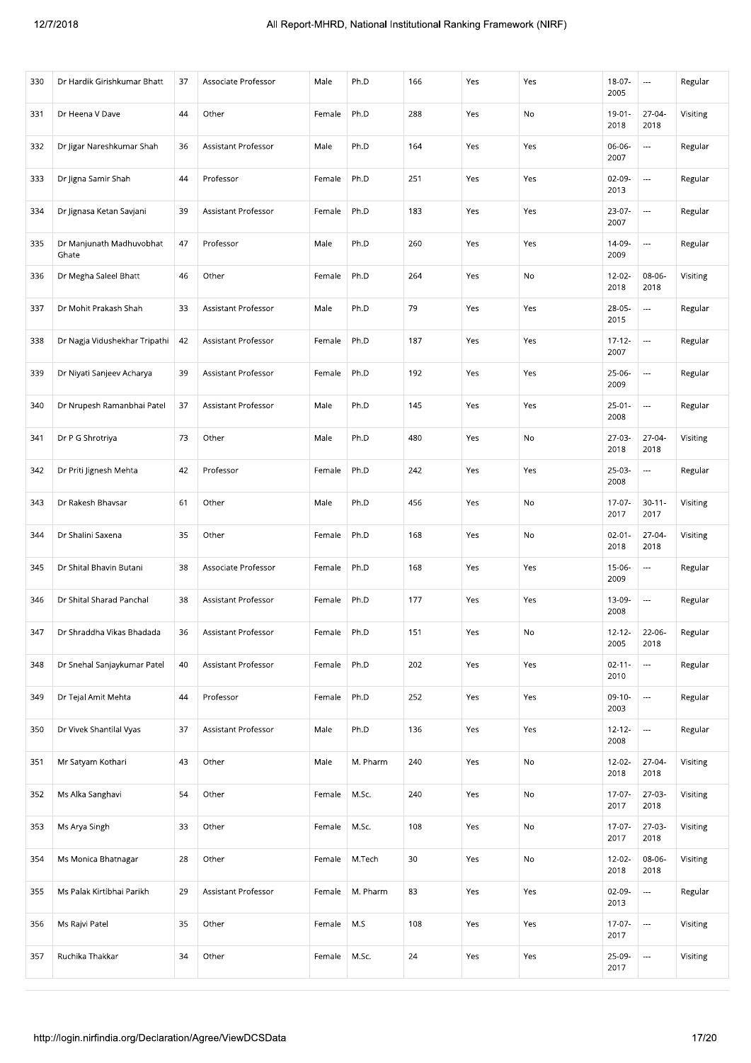| 330 | Dr Hardik Girishkumar Bhatt | 37 | Associate Professor | Male | Ph.D | 166 | Yes | Yes | 18-07-2005 | --- | Regular |
|---|---|---|---|---|---|---|---|---|---|---|---|
| 331 | Dr Heena V Dave | 44 | Other | Female | Ph.D | 288 | Yes | No | 19-01-2018 | 27-04-2018 | Visiting |
| 332 | Dr Jigar Nareshkumar Shah | 36 | Assistant Professor | Male | Ph.D | 164 | Yes | Yes | 06-06-2007 | --- | Regular |
| 333 | Dr Jigna Samir Shah | 44 | Professor | Female | Ph.D | 251 | Yes | Yes | 02-09-2013 | --- | Regular |
| 334 | Dr Jignasa Ketan Savjani | 39 | Assistant Professor | Female | Ph.D | 183 | Yes | Yes | 23-07-2007 | --- | Regular |
| 335 | Dr Manjunath Madhuvobhat Ghate | 47 | Professor | Male | Ph.D | 260 | Yes | Yes | 14-09-2009 | --- | Regular |
| 336 | Dr Megha Saleel Bhatt | 46 | Other | Female | Ph.D | 264 | Yes | No | 12-02-2018 | 08-06-2018 | Visiting |
| 337 | Dr Mohit Prakash Shah | 33 | Assistant Professor | Male | Ph.D | 79 | Yes | Yes | 28-05-2015 | --- | Regular |
| 338 | Dr Nagja Vidushekhar Tripathi | 42 | Assistant Professor | Female | Ph.D | 187 | Yes | Yes | 17-12-2007 | --- | Regular |
| 339 | Dr Niyati Sanjeev Acharya | 39 | Assistant Professor | Female | Ph.D | 192 | Yes | Yes | 25-06-2009 | --- | Regular |
| 340 | Dr Nrupesh Ramanbhai Patel | 37 | Assistant Professor | Male | Ph.D | 145 | Yes | Yes | 25-01-2008 | --- | Regular |
| 341 | Dr P G Shrotriya | 73 | Other | Male | Ph.D | 480 | Yes | No | 27-03-2018 | 27-04-2018 | Visiting |
| 342 | Dr Priti Jignesh Mehta | 42 | Professor | Female | Ph.D | 242 | Yes | Yes | 25-03-2008 | --- | Regular |
| 343 | Dr Rakesh Bhavsar | 61 | Other | Male | Ph.D | 456 | Yes | No | 17-07-2017 | 30-11-2017 | Visiting |
| 344 | Dr Shalini Saxena | 35 | Other | Female | Ph.D | 168 | Yes | No | 02-01-2018 | 27-04-2018 | Visiting |
| 345 | Dr Shital Bhavin Butani | 38 | Associate Professor | Female | Ph.D | 168 | Yes | Yes | 15-06-2009 | --- | Regular |
| 346 | Dr Shital Sharad Panchal | 38 | Assistant Professor | Female | Ph.D | 177 | Yes | Yes | 13-09-2008 | --- | Regular |
| 347 | Dr Shraddha Vikas Bhadada | 36 | Assistant Professor | Female | Ph.D | 151 | Yes | No | 12-12-2005 | 22-06-2018 | Regular |
| 348 | Dr Snehal Sanjaykumar Patel | 40 | Assistant Professor | Female | Ph.D | 202 | Yes | Yes | 02-11-2010 | --- | Regular |
| 349 | Dr Tejal Amit Mehta | 44 | Professor | Female | Ph.D | 252 | Yes | Yes | 09-10-2003 | --- | Regular |
| 350 | Dr Vivek Shantilal Vyas | 37 | Assistant Professor | Male | Ph.D | 136 | Yes | Yes | 12-12-2008 | --- | Regular |
| 351 | Mr Satyam Kothari | 43 | Other | Male | M. Pharm | 240 | Yes | No | 12-02-2018 | 27-04-2018 | Visiting |
| 352 | Ms Alka Sanghavi | 54 | Other | Female | M.Sc. | 240 | Yes | No | 17-07-2017 | 27-03-2018 | Visiting |
| 353 | Ms Arya Singh | 33 | Other | Female | M.Sc. | 108 | Yes | No | 17-07-2017 | 27-03-2018 | Visiting |
| 354 | Ms Monica Bhatnagar | 28 | Other | Female | M.Tech | 30 | Yes | No | 12-02-2018 | 08-06-2018 | Visiting |
| 355 | Ms Palak Kirtibhai Parikh | 29 | Assistant Professor | Female | M. Pharm | 83 | Yes | Yes | 02-09-2013 | --- | Regular |
| 356 | Ms Rajvi Patel | 35 | Other | Female | M.S | 108 | Yes | Yes | 17-07-2017 | --- | Visiting |
| 357 | Ruchika Thakkar | 34 | Other | Female | M.Sc. | 24 | Yes | Yes | 25-09-2017 | --- | Visiting |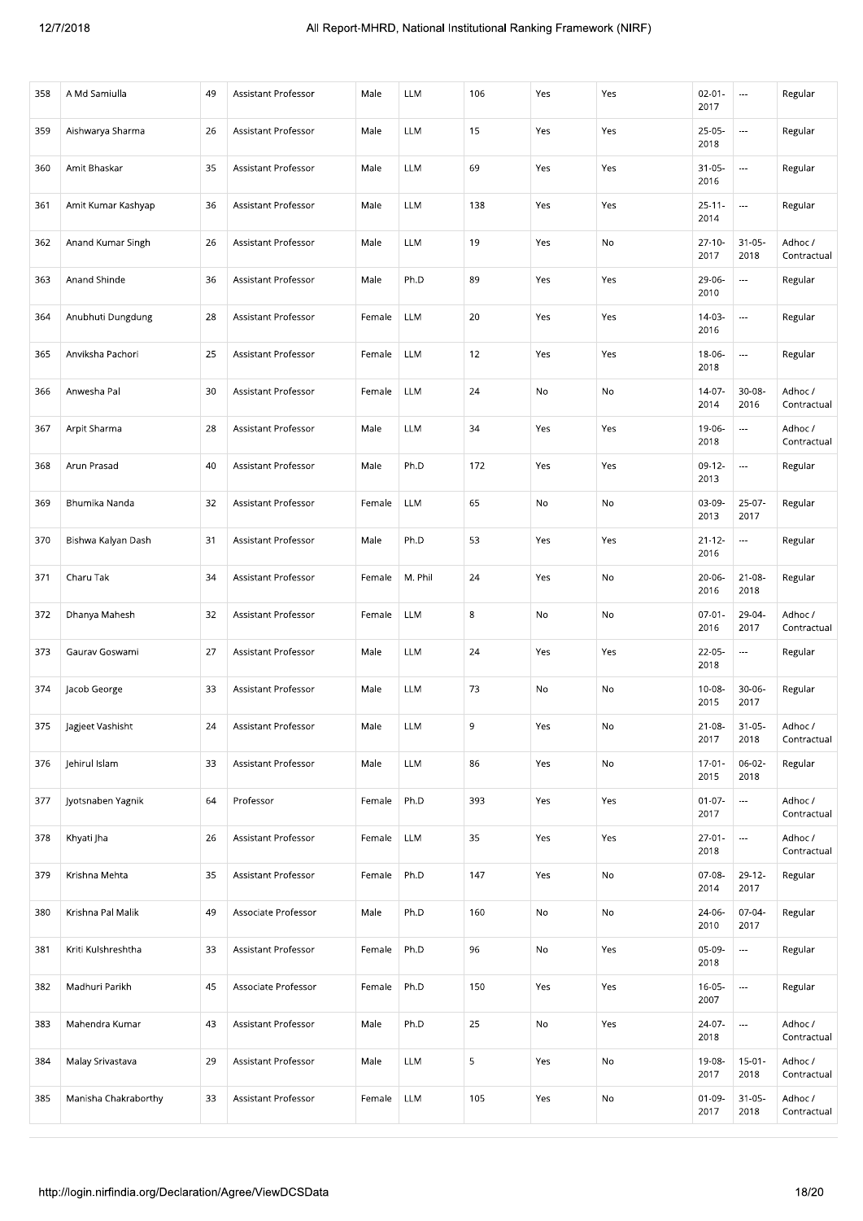| 358 | A Md Samiulla | 49 | Assistant Professor | Male | LLM | 106 | Yes | Yes | 02-01-2017 | --- | Regular |
|---|---|---|---|---|---|---|---|---|---|---|---|
| 359 | Aishwarya Sharma | 26 | Assistant Professor | Male | LLM | 15 | Yes | Yes | 25-05-2018 | --- | Regular |
| 360 | Amit Bhaskar | 35 | Assistant Professor | Male | LLM | 69 | Yes | Yes | 31-05-2016 | --- | Regular |
| 361 | Amit Kumar Kashyap | 36 | Assistant Professor | Male | LLM | 138 | Yes | Yes | 25-11-2014 | --- | Regular |
| 362 | Anand Kumar Singh | 26 | Assistant Professor | Male | LLM | 19 | Yes | No | 27-10-2017 | 31-05-2018 | Adhoc / Contractual |
| 363 | Anand Shinde | 36 | Assistant Professor | Male | Ph.D | 89 | Yes | Yes | 29-06-2010 | --- | Regular |
| 364 | Anubhuti Dungdung | 28 | Assistant Professor | Female | LLM | 20 | Yes | Yes | 14-03-2016 | --- | Regular |
| 365 | Anviksha Pachori | 25 | Assistant Professor | Female | LLM | 12 | Yes | Yes | 18-06-2018 | --- | Regular |
| 366 | Anwesha Pal | 30 | Assistant Professor | Female | LLM | 24 | No | No | 14-07-2014 | 30-08-2016 | Adhoc / Contractual |
| 367 | Arpit Sharma | 28 | Assistant Professor | Male | LLM | 34 | Yes | Yes | 19-06-2018 | --- | Adhoc / Contractual |
| 368 | Arun Prasad | 40 | Assistant Professor | Male | Ph.D | 172 | Yes | Yes | 09-12-2013 | --- | Regular |
| 369 | Bhumika Nanda | 32 | Assistant Professor | Female | LLM | 65 | No | No | 03-09-2013 | 25-07-2017 | Regular |
| 370 | Bishwa Kalyan Dash | 31 | Assistant Professor | Male | Ph.D | 53 | Yes | Yes | 21-12-2016 | --- | Regular |
| 371 | Charu Tak | 34 | Assistant Professor | Female | M. Phil | 24 | Yes | No | 20-06-2016 | 21-08-2018 | Regular |
| 372 | Dhanya Mahesh | 32 | Assistant Professor | Female | LLM | 8 | No | No | 07-01-2016 | 29-04-2017 | Adhoc / Contractual |
| 373 | Gaurav Goswami | 27 | Assistant Professor | Male | LLM | 24 | Yes | Yes | 22-05-2018 | --- | Regular |
| 374 | Jacob George | 33 | Assistant Professor | Male | LLM | 73 | No | No | 10-08-2015 | 30-06-2017 | Regular |
| 375 | Jagjeet Vashisht | 24 | Assistant Professor | Male | LLM | 9 | Yes | No | 21-08-2017 | 31-05-2018 | Adhoc / Contractual |
| 376 | Jehirul Islam | 33 | Assistant Professor | Male | LLM | 86 | Yes | No | 17-01-2015 | 06-02-2018 | Regular |
| 377 | Jyotsnaben Yagnik | 64 | Professor | Female | Ph.D | 393 | Yes | Yes | 01-07-2017 | --- | Adhoc / Contractual |
| 378 | Khyati Jha | 26 | Assistant Professor | Female | LLM | 35 | Yes | Yes | 27-01-2018 | --- | Adhoc / Contractual |
| 379 | Krishna Mehta | 35 | Assistant Professor | Female | Ph.D | 147 | Yes | No | 07-08-2014 | 29-12-2017 | Regular |
| 380 | Krishna Pal Malik | 49 | Associate Professor | Male | Ph.D | 160 | No | No | 24-06-2010 | 07-04-2017 | Regular |
| 381 | Kriti Kulshreshtha | 33 | Assistant Professor | Female | Ph.D | 96 | No | Yes | 05-09-2018 | --- | Regular |
| 382 | Madhuri Parikh | 45 | Associate Professor | Female | Ph.D | 150 | Yes | Yes | 16-05-2007 | --- | Regular |
| 383 | Mahendra Kumar | 43 | Assistant Professor | Male | Ph.D | 25 | No | Yes | 24-07-2018 | --- | Adhoc / Contractual |
| 384 | Malay Srivastava | 29 | Assistant Professor | Male | LLM | 5 | Yes | No | 19-08-2017 | 15-01-2018 | Adhoc / Contractual |
| 385 | Manisha Chakraborthy | 33 | Assistant Professor | Female | LLM | 105 | Yes | No | 01-09-2017 | 31-05-2018 | Adhoc / Contractual |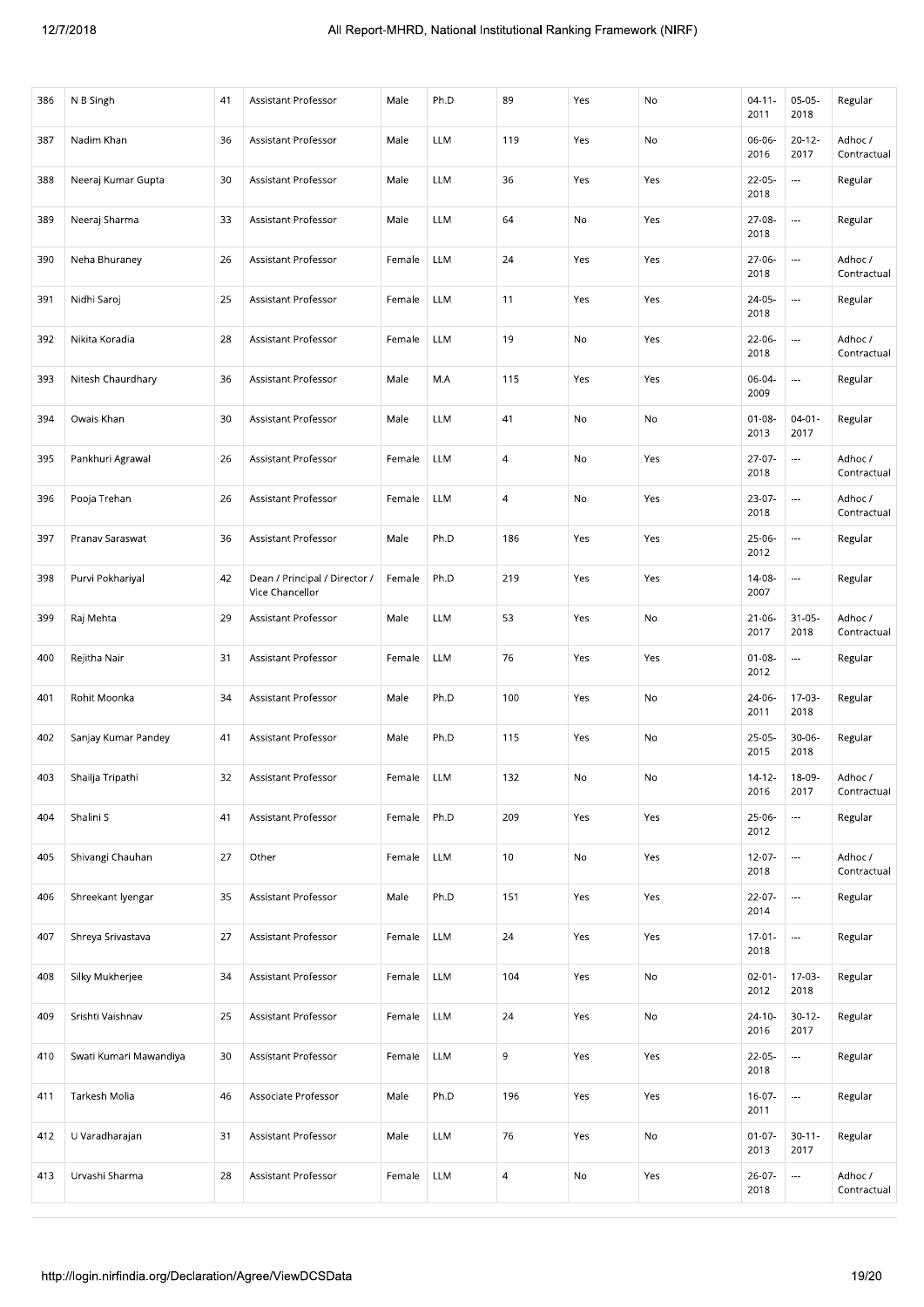| 386 | N B Singh | 41 | Assistant Professor | Male | Ph.D | 89 | Yes | No | 04-11-2011 | 05-05-2018 | Regular |
|---|---|---|---|---|---|---|---|---|---|---|---|
| 387 | Nadim Khan | 36 | Assistant Professor | Male | LLM | 119 | Yes | No | 06-06-2016 | 20-12-2017 | Adhoc / Contractual |
| 388 | Neeraj Kumar Gupta | 30 | Assistant Professor | Male | LLM | 36 | Yes | Yes | 22-05-2018 | --- | Regular |
| 389 | Neeraj Sharma | 33 | Assistant Professor | Male | LLM | 64 | No | Yes | 27-08-2018 | --- | Regular |
| 390 | Neha Bhuraney | 26 | Assistant Professor | Female | LLM | 24 | Yes | Yes | 27-06-2018 | --- | Adhoc / Contractual |
| 391 | Nidhi Saroj | 25 | Assistant Professor | Female | LLM | 11 | Yes | Yes | 24-05-2018 | --- | Regular |
| 392 | Nikita Koradia | 28 | Assistant Professor | Female | LLM | 19 | No | Yes | 22-06-2018 | --- | Adhoc / Contractual |
| 393 | Nitesh Chaurdhary | 36 | Assistant Professor | Male | M.A | 115 | Yes | Yes | 06-04-2009 | --- | Regular |
| 394 | Owais Khan | 30 | Assistant Professor | Male | LLM | 41 | No | No | 01-08-2013 | 04-01-2017 | Regular |
| 395 | Pankhuri Agrawal | 26 | Assistant Professor | Female | LLM | 4 | No | Yes | 27-07-2018 | --- | Adhoc / Contractual |
| 396 | Pooja Trehan | 26 | Assistant Professor | Female | LLM | 4 | No | Yes | 23-07-2018 | --- | Adhoc / Contractual |
| 397 | Pranav Saraswat | 36 | Assistant Professor | Male | Ph.D | 186 | Yes | Yes | 25-06-2012 | --- | Regular |
| 398 | Purvi Pokhariyal | 42 | Dean / Principal / Director / Vice Chancellor | Female | Ph.D | 219 | Yes | Yes | 14-08-2007 | --- | Regular |
| 399 | Raj Mehta | 29 | Assistant Professor | Male | LLM | 53 | Yes | No | 21-06-2017 | 31-05-2018 | Adhoc / Contractual |
| 400 | Rejitha Nair | 31 | Assistant Professor | Female | LLM | 76 | Yes | Yes | 01-08-2012 | --- | Regular |
| 401 | Rohit Moonka | 34 | Assistant Professor | Male | Ph.D | 100 | Yes | No | 24-06-2011 | 17-03-2018 | Regular |
| 402 | Sanjay Kumar Pandey | 41 | Assistant Professor | Male | Ph.D | 115 | Yes | No | 25-05-2015 | 30-06-2018 | Regular |
| 403 | Shailja Tripathi | 32 | Assistant Professor | Female | LLM | 132 | No | No | 14-12-2016 | 18-09-2017 | Adhoc / Contractual |
| 404 | Shalini S | 41 | Assistant Professor | Female | Ph.D | 209 | Yes | Yes | 25-06-2012 | --- | Regular |
| 405 | Shivangi Chauhan | 27 | Other | Female | LLM | 10 | No | Yes | 12-07-2018 | --- | Adhoc / Contractual |
| 406 | Shreekant Iyengar | 35 | Assistant Professor | Male | Ph.D | 151 | Yes | Yes | 22-07-2014 | --- | Regular |
| 407 | Shreya Srivastava | 27 | Assistant Professor | Female | LLM | 24 | Yes | Yes | 17-01-2018 | --- | Regular |
| 408 | Silky Mukherjee | 34 | Assistant Professor | Female | LLM | 104 | Yes | No | 02-01-2012 | 17-03-2018 | Regular |
| 409 | Srishti Vaishnav | 25 | Assistant Professor | Female | LLM | 24 | Yes | No | 24-10-2016 | 30-12-2017 | Regular |
| 410 | Swati Kumari Mawandiya | 30 | Assistant Professor | Female | LLM | 9 | Yes | Yes | 22-05-2018 | --- | Regular |
| 411 | Tarkesh Molia | 46 | Associate Professor | Male | Ph.D | 196 | Yes | Yes | 16-07-2011 | --- | Regular |
| 412 | U Varadharajan | 31 | Assistant Professor | Male | LLM | 76 | Yes | No | 01-07-2013 | 30-11-2017 | Regular |
| 413 | Urvashi Sharma | 28 | Assistant Professor | Female | LLM | 4 | No | Yes | 26-07-2018 | --- | Adhoc / Contractual |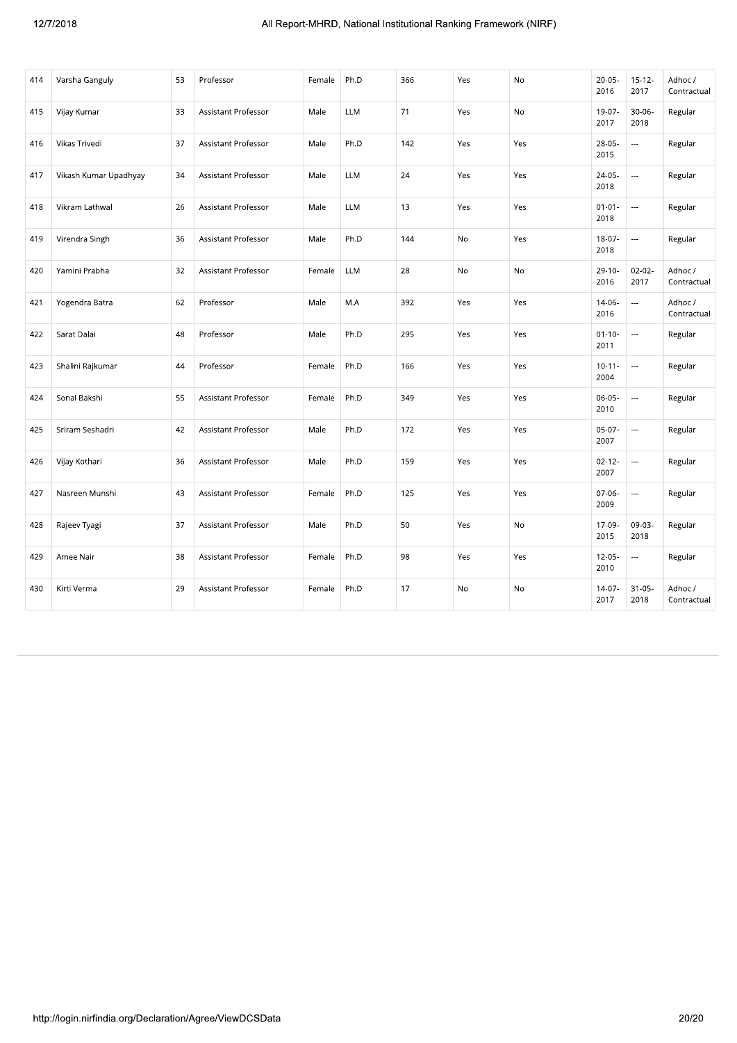| | | | | | | | | | | | |
|---|---|---|---|---|---|---|---|---|---|---|---|
| 414 | Varsha Ganguly | 53 | Professor | Female | Ph.D | 366 | Yes | No | 20-05-2016 | 15-12-2017 | Adhoc / Contractual |
| 415 | Vijay Kumar | 33 | Assistant Professor | Male | LLM | 71 | Yes | No | 19-07-2017 | 30-06-2018 | Regular |
| 416 | Vikas Trivedi | 37 | Assistant Professor | Male | Ph.D | 142 | Yes | Yes | 28-05-2015 | --- | Regular |
| 417 | Vikash Kumar Upadhyay | 34 | Assistant Professor | Male | LLM | 24 | Yes | Yes | 24-05-2018 | --- | Regular |
| 418 | Vikram Lathwal | 26 | Assistant Professor | Male | LLM | 13 | Yes | Yes | 01-01-2018 | --- | Regular |
| 419 | Virendra Singh | 36 | Assistant Professor | Male | Ph.D | 144 | No | Yes | 18-07-2018 | --- | Regular |
| 420 | Yamini Prabha | 32 | Assistant Professor | Female | LLM | 28 | No | No | 29-10-2016 | 02-02-2017 | Adhoc / Contractual |
| 421 | Yogendra Batra | 62 | Professor | Male | M.A | 392 | Yes | Yes | 14-06-2016 | --- | Adhoc / Contractual |
| 422 | Sarat Dalai | 48 | Professor | Male | Ph.D | 295 | Yes | Yes | 01-10-2011 | --- | Regular |
| 423 | Shalini Rajkumar | 44 | Professor | Female | Ph.D | 166 | Yes | Yes | 10-11-2004 | --- | Regular |
| 424 | Sonal Bakshi | 55 | Assistant Professor | Female | Ph.D | 349 | Yes | Yes | 06-05-2010 | --- | Regular |
| 425 | Sriram Seshadri | 42 | Assistant Professor | Male | Ph.D | 172 | Yes | Yes | 05-07-2007 | --- | Regular |
| 426 | Vijay Kothari | 36 | Assistant Professor | Male | Ph.D | 159 | Yes | Yes | 02-12-2007 | --- | Regular |
| 427 | Nasreen Munshi | 43 | Assistant Professor | Female | Ph.D | 125 | Yes | Yes | 07-06-2009 | --- | Regular |
| 428 | Rajeev Tyagi | 37 | Assistant Professor | Male | Ph.D | 50 | Yes | No | 17-09-2015 | 09-03-2018 | Regular |
| 429 | Amee Nair | 38 | Assistant Professor | Female | Ph.D | 98 | Yes | Yes | 12-05-2010 | --- | Regular |
| 430 | Kirti Verma | 29 | Assistant Professor | Female | Ph.D | 17 | No | No | 14-07-2017 | 31-05-2018 | Adhoc / Contractual |